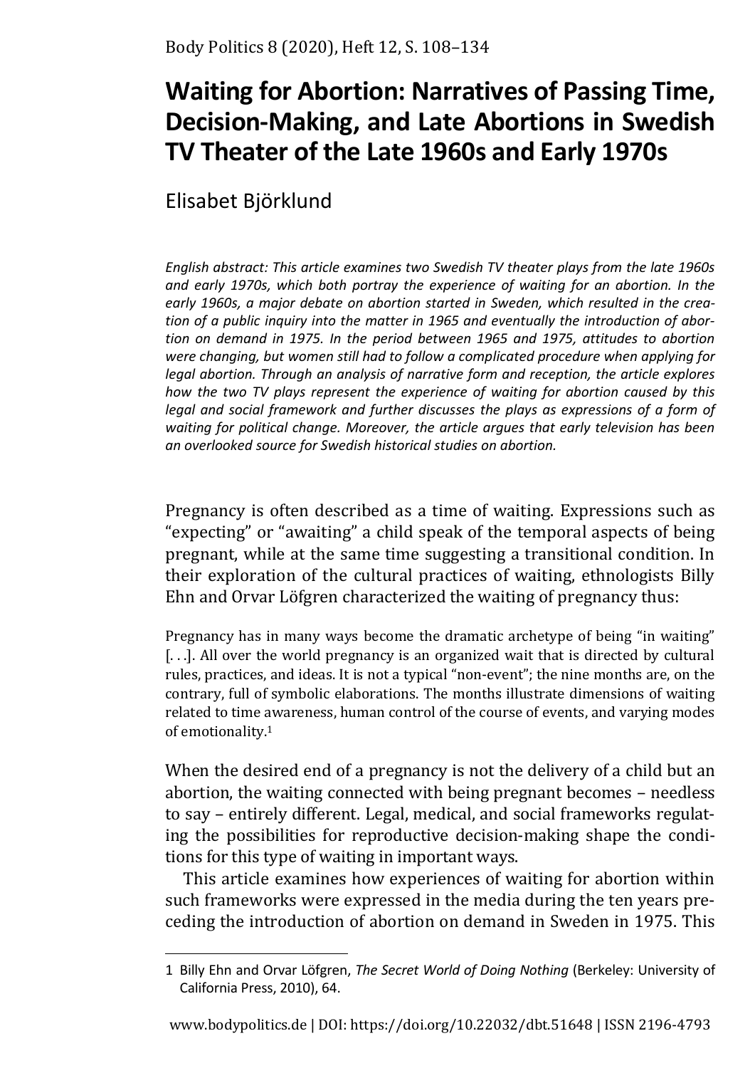# Waiting for Abortion: Narratives of Passing Time, Decision-Making, and Late Abortions in Swedish TV Theater of the Late 1960s and Early 1970s

Elisabet Björklund

*English abstract: This article examines two Swedish TV theater plays from the late 1960s and early 1970s, which both portray the experience of waiting for an abortion. In the early 1960s, a major debate on abortion started in Sweden, which resulted in the creation of a public inquiry into the matter in 1965 and eventually the introduction of abortion on demand in 1975. In the period between 1965 and 1975, attitudes to abortion were changing, but women still had to follow a complicated procedure when applying for legal abortion. Through an analysis of narrative form and reception, the article explores how the two TV plays represent the experience of waiting for abortion caused by this legal and social framework and further discusses the plays as expressions of a form of waiting for political change. Moreover, the article argues that early television has been an overlooked source for Swedish historical studies on abortion.*

Pregnancy is often described as a time of waiting. Expressions such as "expecting" or "awaiting" a child speak of the temporal aspects of being pregnant, while at the same time suggesting a transitional condition. In their exploration of the cultural practices of waiting, ethnologists Billy Ehn and Orvar Löfgren characterized the waiting of pregnancy thus:

> Pregnancy has in many ways become the dramatic archetype of being "in waiting" [. . .]. All over the world pregnancy is an organized wait that is directed by cultural rules, practices, and ideas. It is not a typical "non-event"; the nine months are, on the contrary, full of symbolic elaborations. The months illustrate dimensions of waiting related to time awareness, human control of the course of events, and varying modes of emotionality.[1]

When the desired end of a pregnancy is not the delivery of a child but an abortion, the waiting connected with being pregnant becomes – needless to say – entirely different. Legal, medical, and social frameworks regulating the possibilities for reproductive decision-making shape the conditions for this type of waiting in important ways.

This article examines how experiences of waiting for abortion within such frameworks were expressed in the media during the ten years preceding the introduction of abortion on demand in Sweden in 1975. This

---

1 Billy Ehn and Orvar Löfgren, *The Secret World of Doing Nothing* (Berkeley: University of California Press, 2010), 64.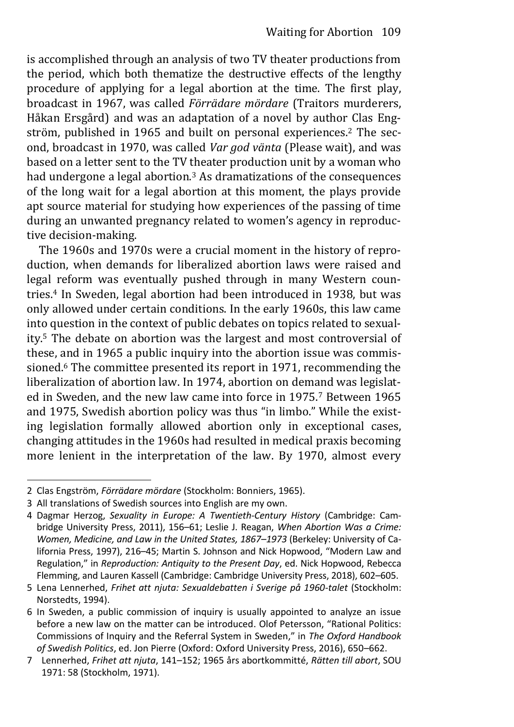is accomplished through an analysis of two TV theater productions from the period, which both thematize the destructive effects of the lengthy procedure of applying for a legal abortion at the time. The first play, broadcast in 1967, was called *Förrädare mördare* (Traitors murderers, Håkan Ersgård) and was an adaptation of a novel by author Clas Engström, published in 1965 and built on personal experiences.[2] The second, broadcast in 1970, was called *Var god vänta* (Please wait), and was based on a letter sent to the TV theater production unit by a woman who had undergone a legal abortion.[3] As dramatizations of the consequences of the long wait for a legal abortion at this moment, the plays provide apt source material for studying how experiences of the passing of time during an unwanted pregnancy related to women's agency in reproductive decision-making.

The 1960s and 1970s were a crucial moment in the history of reproduction, when demands for liberalized abortion laws were raised and legal reform was eventually pushed through in many Western countries.[4] In Sweden, legal abortion had been introduced in 1938, but was only allowed under certain conditions. In the early 1960s, this law came into question in the context of public debates on topics related to sexuality.[5] The debate on abortion was the largest and most controversial of these, and in 1965 a public inquiry into the abortion issue was commissioned.[6] The committee presented its report in 1971, recommending the liberalization of abortion law. In 1974, abortion on demand was legislated in Sweden, and the new law came into force in 1975.[7] Between 1965 and 1975, Swedish abortion policy was thus "in limbo." While the existing legislation formally allowed abortion only in exceptional cases, changing attitudes in the 1960s had resulted in medical praxis becoming more lenient in the interpretation of the law. By 1970, almost every

---

2 Clas Engström, *Förrädare mördare* (Stockholm: Bonniers, 1965).

3 All translations of Swedish sources into English are my own.

4 Dagmar Herzog, *Sexuality in Europe: A Twentieth-Century History* (Cambridge: Cambridge University Press, 2011), 156–61; Leslie J. Reagan, *When Abortion Was a Crime: Women, Medicine, and Law in the United States, 1867–1973* (Berkeley: University of California Press, 1997), 216–45; Martin S. Johnson and Nick Hopwood, "Modern Law and Regulation," in *Reproduction: Antiquity to the Present Day*, ed. Nick Hopwood, Rebecca Flemming, and Lauren Kassell (Cambridge: Cambridge University Press, 2018), 602–605.

5 Lena Lennerhed, *Frihet att njuta: Sexualdebatten i Sverige på 1960-talet* (Stockholm: Norstedts, 1994).

6 In Sweden, a public commission of inquiry is usually appointed to analyze an issue before a new law on the matter can be introduced. Olof Petersson, "Rational Politics: Commissions of Inquiry and the Referral System in Sweden," in *The Oxford Handbook of Swedish Politics*, ed. Jon Pierre (Oxford: Oxford University Press, 2016), 650–662.

7 Lennerhed, *Frihet att njuta*, 141–152; 1965 års abortkommitté, *Rätten till abort*, SOU 1971: 58 (Stockholm, 1971).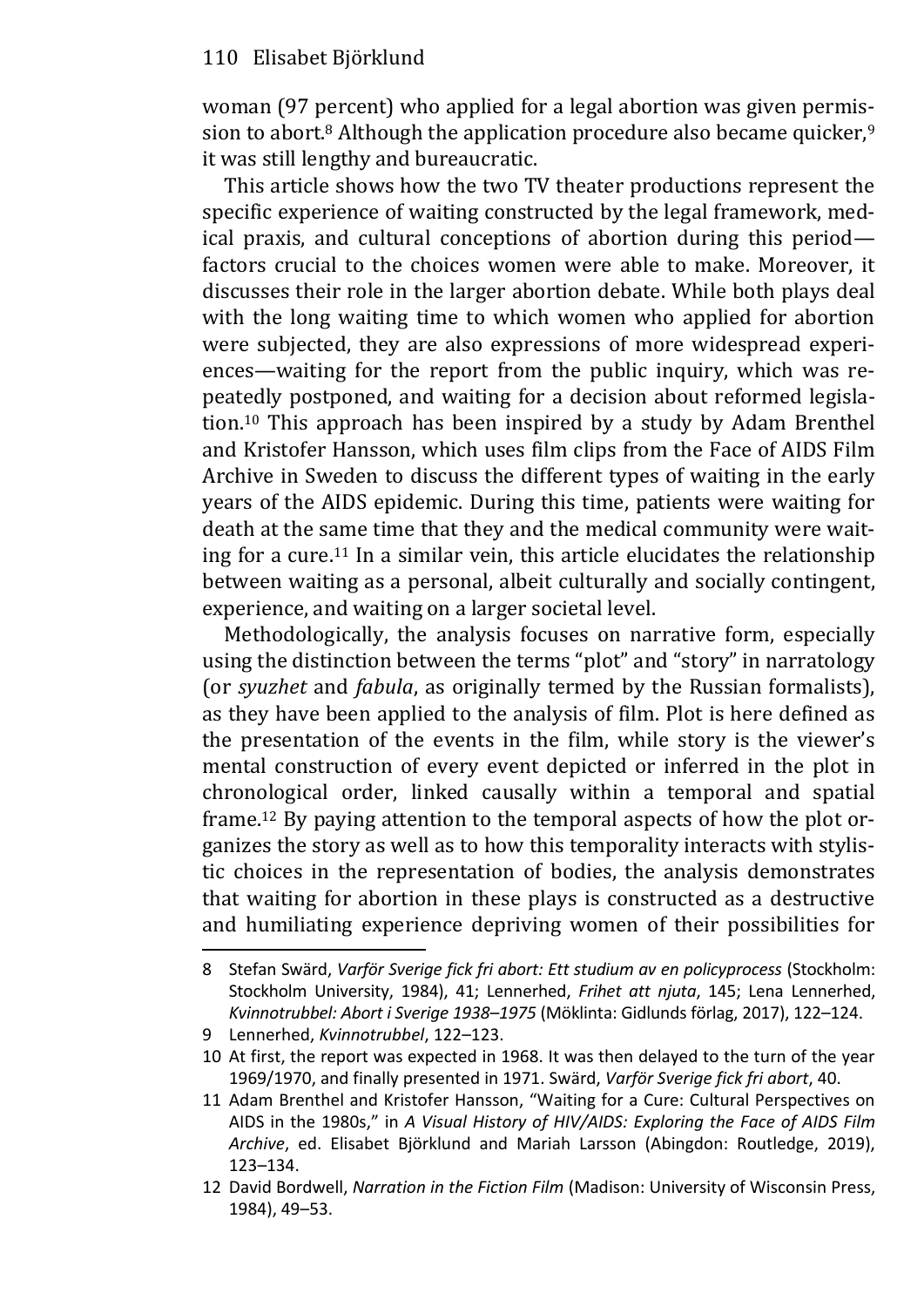woman (97 percent) who applied for a legal abortion was given permission to abort.[8] Although the application procedure also became quicker,[9] it was still lengthy and bureaucratic.

This article shows how the two TV theater productions represent the specific experience of waiting constructed by the legal framework, medical praxis, and cultural conceptions of abortion during this period—factors crucial to the choices women were able to make. Moreover, it discusses their role in the larger abortion debate. While both plays deal with the long waiting time to which women who applied for abortion were subjected, they are also expressions of more widespread experiences—waiting for the report from the public inquiry, which was repeatedly postponed, and waiting for a decision about reformed legislation.[10] This approach has been inspired by a study by Adam Brenthel and Kristofer Hansson, which uses film clips from the Face of AIDS Film Archive in Sweden to discuss the different types of waiting in the early years of the AIDS epidemic. During this time, patients were waiting for death at the same time that they and the medical community were waiting for a cure.[11] In a similar vein, this article elucidates the relationship between waiting as a personal, albeit culturally and socially contingent, experience, and waiting on a larger societal level.

Methodologically, the analysis focuses on narrative form, especially using the distinction between the terms "plot" and "story" in narratology (or *syuzhet* and *fabula*, as originally termed by the Russian formalists), as they have been applied to the analysis of film. Plot is here defined as the presentation of the events in the film, while story is the viewer's mental construction of every event depicted or inferred in the plot in chronological order, linked causally within a temporal and spatial frame.[12] By paying attention to the temporal aspects of how the plot organizes the story as well as to how this temporality interacts with stylistic choices in the representation of bodies, the analysis demonstrates that waiting for abortion in these plays is constructed as a destructive and humiliating experience depriving women of their possibilities for

---

8 Stefan Swärd, *Varför Sverige fick fri abort: Ett studium av en policyprocess* (Stockholm: Stockholm University, 1984), 41; Lennerhed, *Frihet att njuta*, 145; Lena Lennerhed, *Kvinnotrubbel: Abort i Sverige 1938–1975* (Möklinta: Gidlunds förlag, 2017), 122–124.

9 Lennerhed, *Kvinnotrubbel*, 122–123.

10 At first, the report was expected in 1968. It was then delayed to the turn of the year 1969/1970, and finally presented in 1971. Swärd, *Varför Sverige fick fri abort*, 40.

11 Adam Brenthel and Kristofer Hansson, "Waiting for a Cure: Cultural Perspectives on AIDS in the 1980s," in *A Visual History of HIV/AIDS: Exploring the Face of AIDS Film Archive*, ed. Elisabet Björklund and Mariah Larsson (Abingdon: Routledge, 2019), 123–134.

12 David Bordwell, *Narration in the Fiction Film* (Madison: University of Wisconsin Press, 1984), 49–53.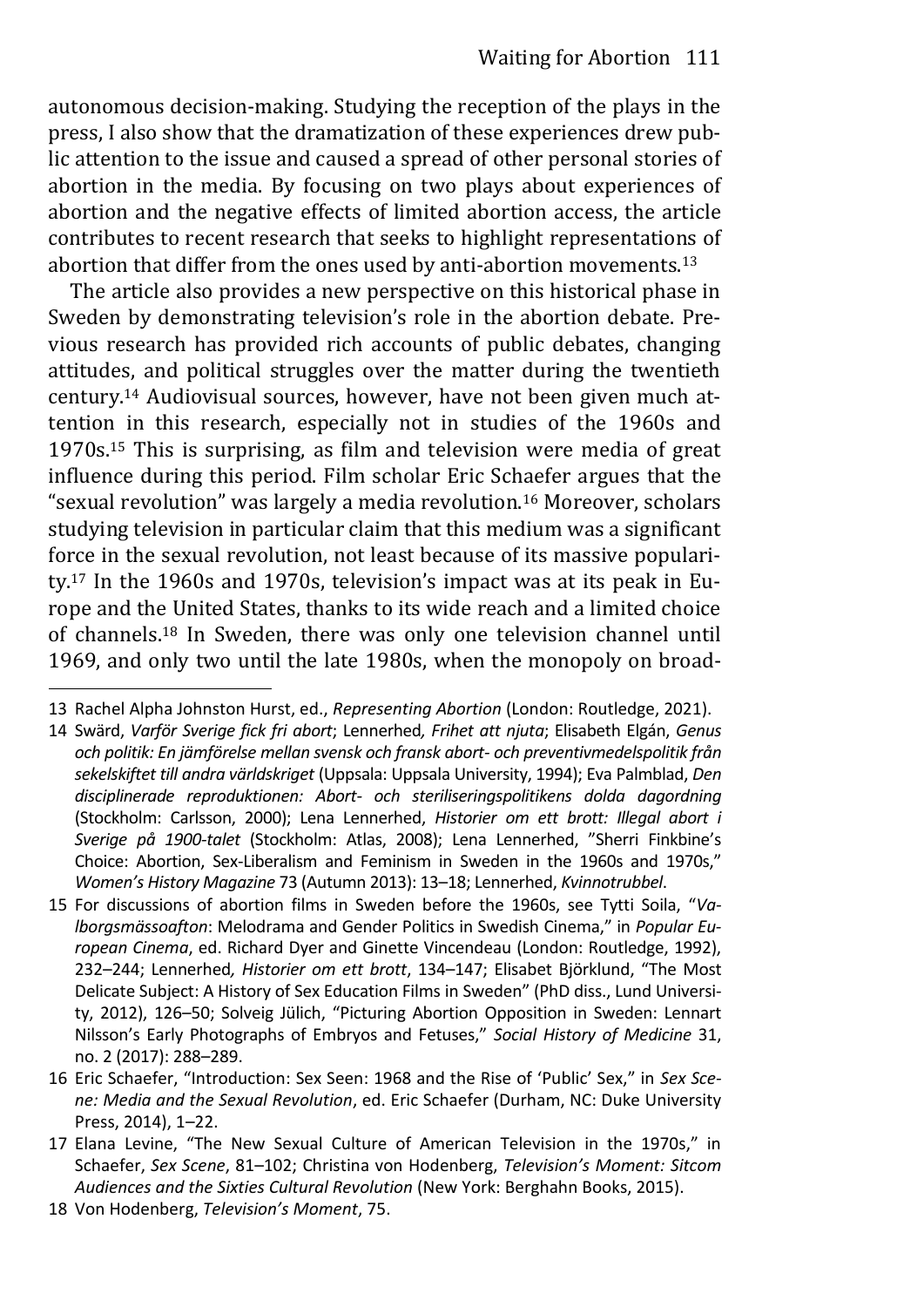autonomous decision-making. Studying the reception of the plays in the press, I also show that the dramatization of these experiences drew public attention to the issue and caused a spread of other personal stories of abortion in the media. By focusing on two plays about experiences of abortion and the negative effects of limited abortion access, the article contributes to recent research that seeks to highlight representations of abortion that differ from the ones used by anti-abortion movements.[13]

The article also provides a new perspective on this historical phase in Sweden by demonstrating television's role in the abortion debate. Previous research has provided rich accounts of public debates, changing attitudes, and political struggles over the matter during the twentieth century.[14] Audiovisual sources, however, have not been given much attention in this research, especially not in studies of the 1960s and 1970s.[15] This is surprising, as film and television were media of great influence during this period. Film scholar Eric Schaefer argues that the "sexual revolution" was largely a media revolution.[16] Moreover, scholars studying television in particular claim that this medium was a significant force in the sexual revolution, not least because of its massive popularity.[17] In the 1960s and 1970s, television's impact was at its peak in Europe and the United States, thanks to its wide reach and a limited choice of channels.[18] In Sweden, there was only one television channel until 1969, and only two until the late 1980s, when the monopoly on broad-

13 Rachel Alpha Johnston Hurst, ed., *Representing Abortion* (London: Routledge, 2021).

14 Swärd, *Varför Sverige fick fri abort*; Lennerhed*, Frihet att njuta*; Elisabeth Elgán, *Genus och politik: En jämförelse mellan svensk och fransk abort- och preventivmedelspolitik från sekelskiftet till andra världskriget* (Uppsala: Uppsala University, 1994); Eva Palmblad, *Den disciplinerade reproduktionen: Abort- och steriliseringspolitikens dolda dagordning* (Stockholm: Carlsson, 2000); Lena Lennerhed, *Historier om ett brott: Illegal abort i Sverige på 1900-talet* (Stockholm: Atlas, 2008); Lena Lennerhed, "Sherri Finkbine's Choice: Abortion, Sex-Liberalism and Feminism in Sweden in the 1960s and 1970s," *Women's History Magazine* 73 (Autumn 2013): 13–18; Lennerhed, *Kvinnotrubbel*.

15 For discussions of abortion films in Sweden before the 1960s, see Tytti Soila, "*Valborgsmässoafton*: Melodrama and Gender Politics in Swedish Cinema," in *Popular European Cinema*, ed. Richard Dyer and Ginette Vincendeau (London: Routledge, 1992), 232–244; Lennerhed*, Historier om ett brott*, 134–147; Elisabet Björklund, "The Most Delicate Subject: A History of Sex Education Films in Sweden" (PhD diss., Lund University, 2012), 126–50; Solveig Jülich, "Picturing Abortion Opposition in Sweden: Lennart Nilsson's Early Photographs of Embryos and Fetuses," *Social History of Medicine* 31, no. 2 (2017): 288–289.

16 Eric Schaefer, "Introduction: Sex Seen: 1968 and the Rise of 'Public' Sex," in *Sex Scene: Media and the Sexual Revolution*, ed. Eric Schaefer (Durham, NC: Duke University Press, 2014), 1–22.

17 Elana Levine, "The New Sexual Culture of American Television in the 1970s," in Schaefer, *Sex Scene*, 81–102; Christina von Hodenberg, *Television's Moment: Sitcom Audiences and the Sixties Cultural Revolution* (New York: Berghahn Books, 2015).

18 Von Hodenberg, *Television's Moment*, 75.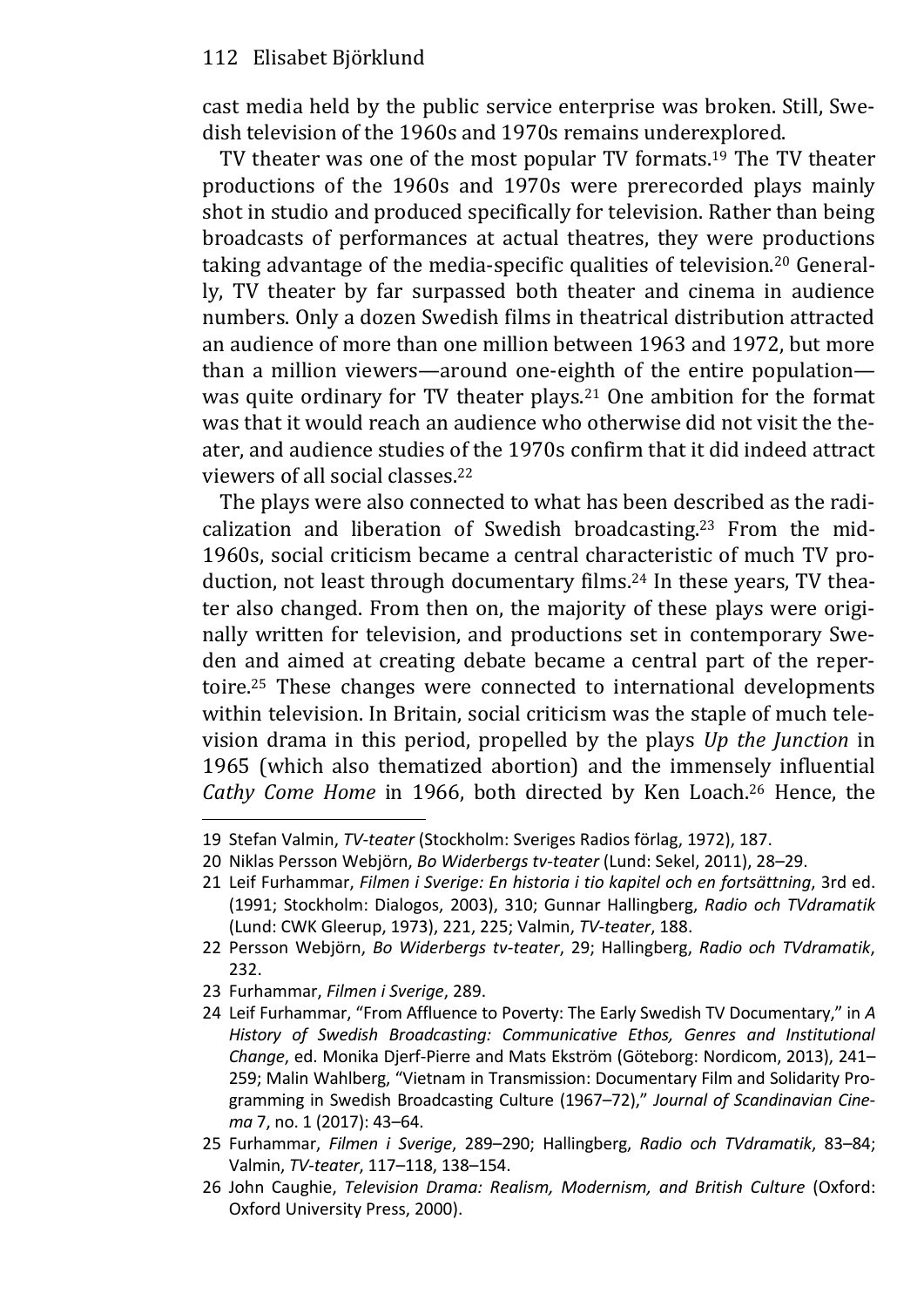cast media held by the public service enterprise was broken. Still, Swedish television of the 1960s and 1970s remains underexplored.

TV theater was one of the most popular TV formats.[19] The TV theater productions of the 1960s and 1970s were prerecorded plays mainly shot in studio and produced specifically for television. Rather than being broadcasts of performances at actual theatres, they were productions taking advantage of the media-specific qualities of television.[20] Generally, TV theater by far surpassed both theater and cinema in audience numbers. Only a dozen Swedish films in theatrical distribution attracted an audience of more than one million between 1963 and 1972, but more than a million viewers—around one-eighth of the entire population—was quite ordinary for TV theater plays.[21] One ambition for the format was that it would reach an audience who otherwise did not visit the theater, and audience studies of the 1970s confirm that it did indeed attract viewers of all social classes.[22]

The plays were also connected to what has been described as the radicalization and liberation of Swedish broadcasting.[23] From the mid-1960s, social criticism became a central characteristic of much TV production, not least through documentary films.[24] In these years, TV theater also changed. From then on, the majority of these plays were originally written for television, and productions set in contemporary Sweden and aimed at creating debate became a central part of the repertoire.[25] These changes were connected to international developments within television. In Britain, social criticism was the staple of much television drama in this period, propelled by the plays *Up the Junction* in 1965 (which also thematized abortion) and the immensely influential *Cathy Come Home* in 1966, both directed by Ken Loach.[26] Hence, the

---

19 Stefan Valmin, *TV-teater* (Stockholm: Sveriges Radios förlag, 1972), 187.

20 Niklas Persson Webjörn, *Bo Widerbergs tv-teater* (Lund: Sekel, 2011), 28–29.

21 Leif Furhammar, *Filmen i Sverige: En historia i tio kapitel och en fortsättning*, 3rd ed. (1991; Stockholm: Dialogos, 2003), 310; Gunnar Hallingberg, *Radio och TVdramatik* (Lund: CWK Gleerup, 1973), 221, 225; Valmin, *TV-teater*, 188.

22 Persson Webjörn, *Bo Widerbergs tv-teater*, 29; Hallingberg, *Radio och TVdramatik*, 232.

23 Furhammar, *Filmen i Sverige*, 289.

24 Leif Furhammar, "From Affluence to Poverty: The Early Swedish TV Documentary," in *A History of Swedish Broadcasting: Communicative Ethos, Genres and Institutional Change*, ed. Monika Djerf-Pierre and Mats Ekström (Göteborg: Nordicom, 2013), 241–259; Malin Wahlberg, "Vietnam in Transmission: Documentary Film and Solidarity Programming in Swedish Broadcasting Culture (1967–72)," *Journal of Scandinavian Cinema* 7, no. 1 (2017): 43–64.

25 Furhammar, *Filmen i Sverige*, 289–290; Hallingberg, *Radio och TVdramatik*, 83–84; Valmin, *TV-teater*, 117–118, 138–154.

26 John Caughie, *Television Drama: Realism, Modernism, and British Culture* (Oxford: Oxford University Press, 2000).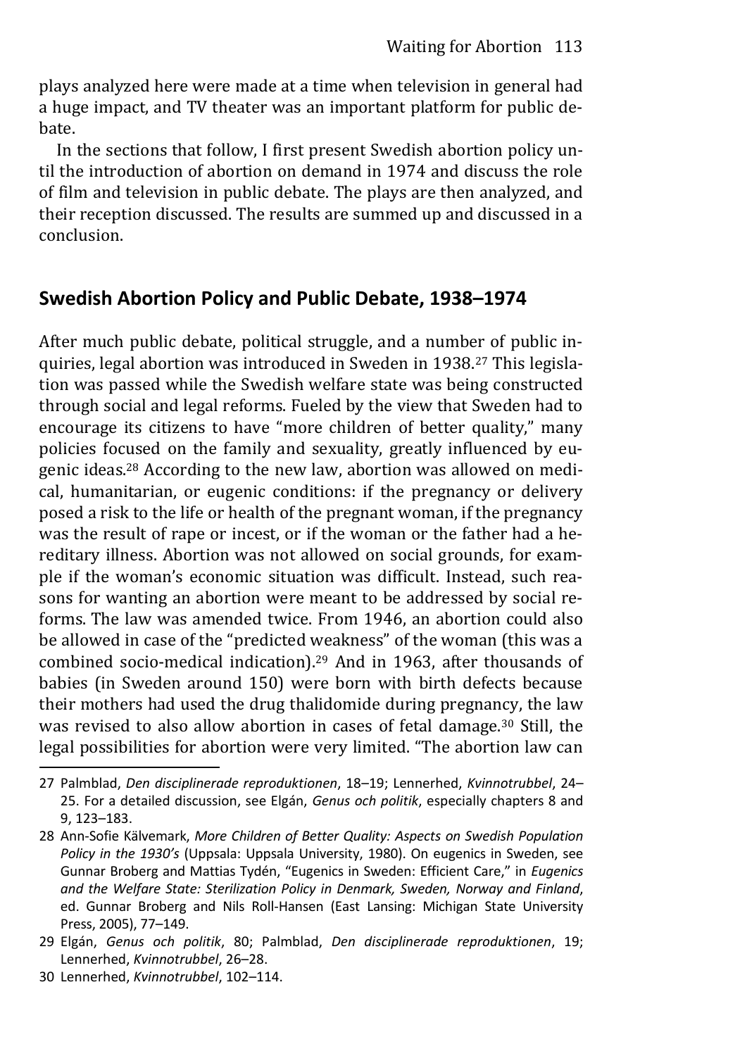plays analyzed here were made at a time when television in general had a huge impact, and TV theater was an important platform for public debate.

In the sections that follow, I first present Swedish abortion policy until the introduction of abortion on demand in 1974 and discuss the role of film and television in public debate. The plays are then analyzed, and their reception discussed. The results are summed up and discussed in a conclusion.

## Swedish Abortion Policy and Public Debate, 1938–1974

After much public debate, political struggle, and a number of public inquiries, legal abortion was introduced in Sweden in 1938.[27] This legislation was passed while the Swedish welfare state was being constructed through social and legal reforms. Fueled by the view that Sweden had to encourage its citizens to have "more children of better quality," many policies focused on the family and sexuality, greatly influenced by eugenic ideas.[28] According to the new law, abortion was allowed on medical, humanitarian, or eugenic conditions: if the pregnancy or delivery posed a risk to the life or health of the pregnant woman, if the pregnancy was the result of rape or incest, or if the woman or the father had a hereditary illness. Abortion was not allowed on social grounds, for example if the woman's economic situation was difficult. Instead, such reasons for wanting an abortion were meant to be addressed by social reforms. The law was amended twice. From 1946, an abortion could also be allowed in case of the "predicted weakness" of the woman (this was a combined socio-medical indication).[29] And in 1963, after thousands of babies (in Sweden around 150) were born with birth defects because their mothers had used the drug thalidomide during pregnancy, the law was revised to also allow abortion in cases of fetal damage.[30] Still, the legal possibilities for abortion were very limited. "The abortion law can

---

27 Palmblad, *Den disciplinerade reproduktionen*, 18–19; Lennerhed, *Kvinnotrubbel*, 24–25. For a detailed discussion, see Elgán, *Genus och politik*, especially chapters 8 and 9, 123–183.

28 Ann-Sofie Kälvemark, *More Children of Better Quality: Aspects on Swedish Population Policy in the 1930's* (Uppsala: Uppsala University, 1980). On eugenics in Sweden, see Gunnar Broberg and Mattias Tydén, "Eugenics in Sweden: Efficient Care," in *Eugenics and the Welfare State: Sterilization Policy in Denmark, Sweden, Norway and Finland*, ed. Gunnar Broberg and Nils Roll-Hansen (East Lansing: Michigan State University Press, 2005), 77–149.

29 Elgán, *Genus och politik*, 80; Palmblad, *Den disciplinerade reproduktionen*, 19; Lennerhed, *Kvinnotrubbel*, 26–28.

30 Lennerhed, *Kvinnotrubbel*, 102–114.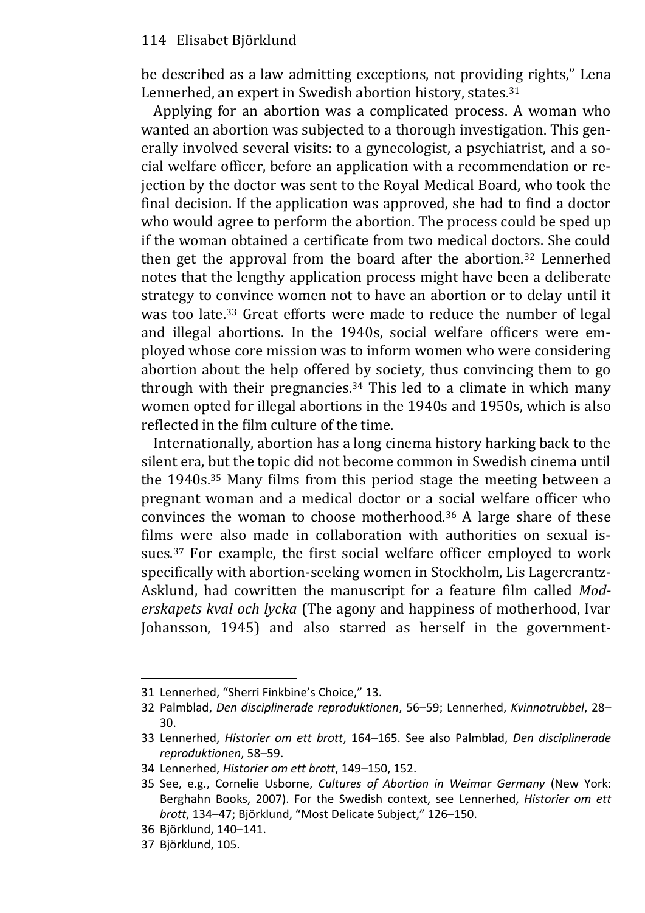be described as a law admitting exceptions, not providing rights," Lena Lennerhed, an expert in Swedish abortion history, states.[31]

Applying for an abortion was a complicated process. A woman who wanted an abortion was subjected to a thorough investigation. This generally involved several visits: to a gynecologist, a psychiatrist, and a social welfare officer, before an application with a recommendation or rejection by the doctor was sent to the Royal Medical Board, who took the final decision. If the application was approved, she had to find a doctor who would agree to perform the abortion. The process could be sped up if the woman obtained a certificate from two medical doctors. She could then get the approval from the board after the abortion.[32] Lennerhed notes that the lengthy application process might have been a deliberate strategy to convince women not to have an abortion or to delay until it was too late.[33] Great efforts were made to reduce the number of legal and illegal abortions. In the 1940s, social welfare officers were employed whose core mission was to inform women who were considering abortion about the help offered by society, thus convincing them to go through with their pregnancies.[34] This led to a climate in which many women opted for illegal abortions in the 1940s and 1950s, which is also reflected in the film culture of the time.

Internationally, abortion has a long cinema history harking back to the silent era, but the topic did not become common in Swedish cinema until the 1940s.[35] Many films from this period stage the meeting between a pregnant woman and a medical doctor or a social welfare officer who convinces the woman to choose motherhood.[36] A large share of these films were also made in collaboration with authorities on sexual issues.[37] For example, the first social welfare officer employed to work specifically with abortion-seeking women in Stockholm, Lis Lagercrantz-Asklund, had cowritten the manuscript for a feature film called *Moderskapets kval och lycka* (The agony and happiness of motherhood, Ivar Johansson, 1945) and also starred as herself in the government-

---

31 Lennerhed, "Sherri Finkbine's Choice," 13.

32 Palmblad, *Den disciplinerade reproduktionen*, 56–59; Lennerhed, *Kvinnotrubbel*, 28–30.

33 Lennerhed, *Historier om ett brott*, 164–165. See also Palmblad, *Den disciplinerade reproduktionen*, 58–59.

34 Lennerhed, *Historier om ett brott*, 149–150, 152.

35 See, e.g., Cornelie Usborne, *Cultures of Abortion in Weimar Germany* (New York: Berghahn Books, 2007). For the Swedish context, see Lennerhed, *Historier om ett brott*, 134–47; Björklund, "Most Delicate Subject," 126–150.

36 Björklund, 140–141.

37 Björklund, 105.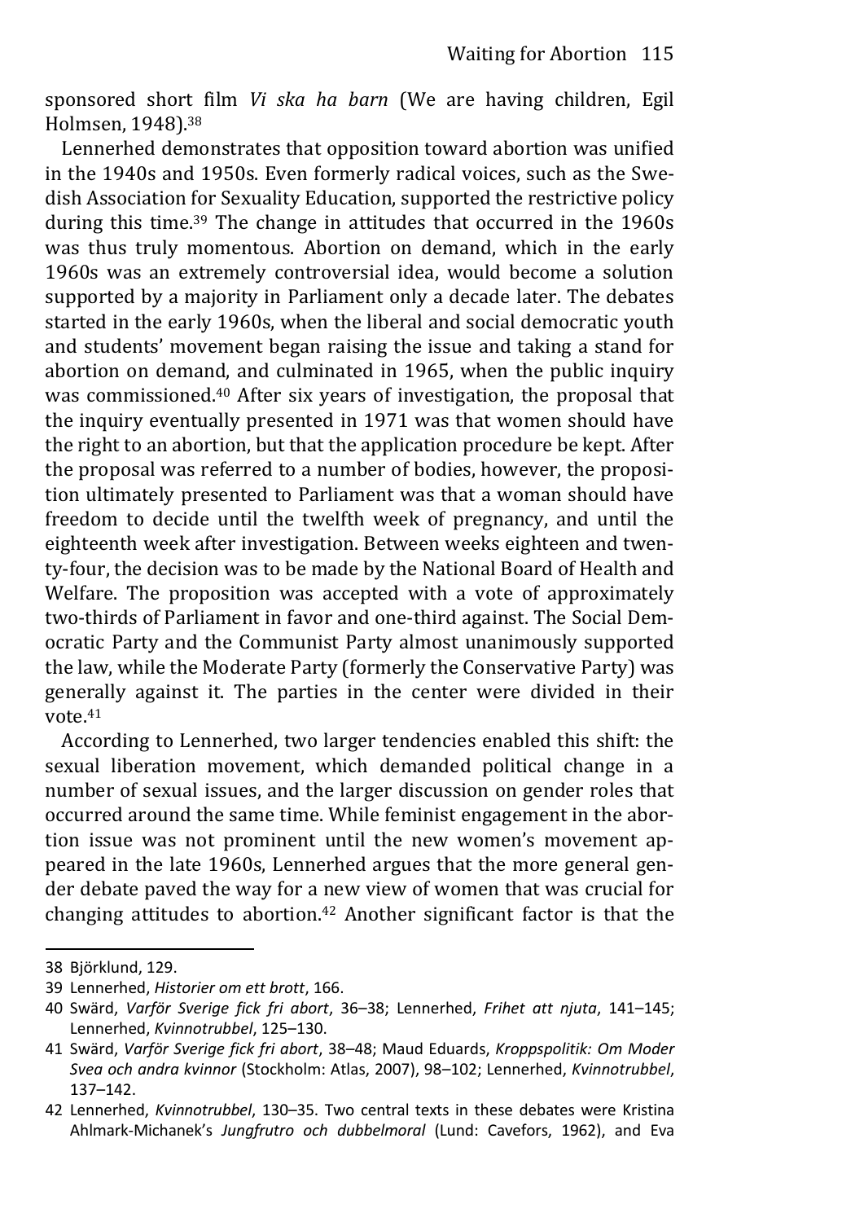sponsored short film *Vi ska ha barn* (We are having children, Egil Holmsen, 1948).[38]

Lennerhed demonstrates that opposition toward abortion was unified in the 1940s and 1950s. Even formerly radical voices, such as the Swedish Association for Sexuality Education, supported the restrictive policy during this time.[39] The change in attitudes that occurred in the 1960s was thus truly momentous. Abortion on demand, which in the early 1960s was an extremely controversial idea, would become a solution supported by a majority in Parliament only a decade later. The debates started in the early 1960s, when the liberal and social democratic youth and students' movement began raising the issue and taking a stand for abortion on demand, and culminated in 1965, when the public inquiry was commissioned.[40] After six years of investigation, the proposal that the inquiry eventually presented in 1971 was that women should have the right to an abortion, but that the application procedure be kept. After the proposal was referred to a number of bodies, however, the proposition ultimately presented to Parliament was that a woman should have freedom to decide until the twelfth week of pregnancy, and until the eighteenth week after investigation. Between weeks eighteen and twenty-four, the decision was to be made by the National Board of Health and Welfare. The proposition was accepted with a vote of approximately two-thirds of Parliament in favor and one-third against. The Social Democratic Party and the Communist Party almost unanimously supported the law, while the Moderate Party (formerly the Conservative Party) was generally against it. The parties in the center were divided in their vote.[41]

According to Lennerhed, two larger tendencies enabled this shift: the sexual liberation movement, which demanded political change in a number of sexual issues, and the larger discussion on gender roles that occurred around the same time. While feminist engagement in the abortion issue was not prominent until the new women's movement appeared in the late 1960s, Lennerhed argues that the more general gender debate paved the way for a new view of women that was crucial for changing attitudes to abortion.[42] Another significant factor is that the

---

38 Björklund, 129.

39 Lennerhed, *Historier om ett brott*, 166.

40 Swärd, *Varför Sverige fick fri abort*, 36–38; Lennerhed, *Frihet att njuta*, 141–145; Lennerhed, *Kvinnotrubbel*, 125–130.

41 Swärd, *Varför Sverige fick fri abort*, 38–48; Maud Eduards, *Kroppspolitik: Om Moder Svea och andra kvinnor* (Stockholm: Atlas, 2007), 98–102; Lennerhed, *Kvinnotrubbel*, 137–142.

42 Lennerhed, *Kvinnotrubbel*, 130–35. Two central texts in these debates were Kristina Ahlmark-Michanek's *Jungfrutro och dubbelmoral* (Lund: Cavefors, 1962), and Eva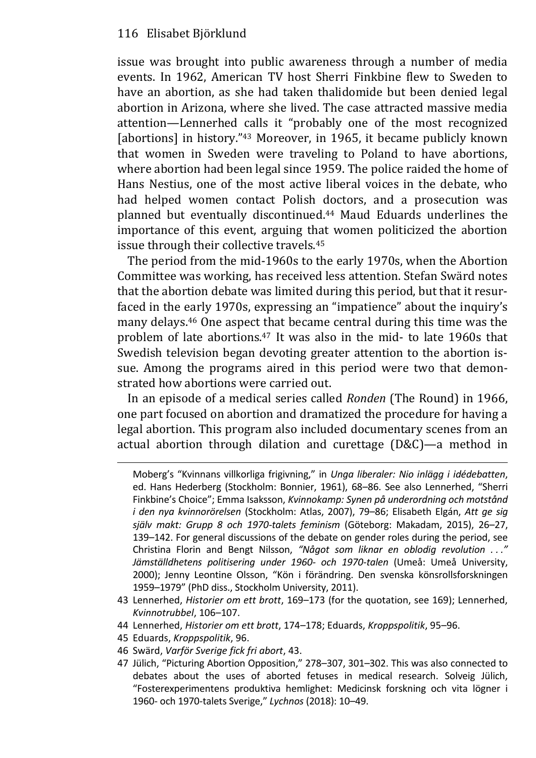issue was brought into public awareness through a number of media events. In 1962, American TV host Sherri Finkbine flew to Sweden to have an abortion, as she had taken thalidomide but been denied legal abortion in Arizona, where she lived. The case attracted massive media attention—Lennerhed calls it "probably one of the most recognized [abortions] in history."[43] Moreover, in 1965, it became publicly known that women in Sweden were traveling to Poland to have abortions, where abortion had been legal since 1959. The police raided the home of Hans Nestius, one of the most active liberal voices in the debate, who had helped women contact Polish doctors, and a prosecution was planned but eventually discontinued.[44] Maud Eduards underlines the importance of this event, arguing that women politicized the abortion issue through their collective travels.[45]

The period from the mid-1960s to the early 1970s, when the Abortion Committee was working, has received less attention. Stefan Swärd notes that the abortion debate was limited during this period, but that it resurfaced in the early 1970s, expressing an "impatience" about the inquiry's many delays.[46] One aspect that became central during this time was the problem of late abortions.[47] It was also in the mid- to late 1960s that Swedish television began devoting greater attention to the abortion issue. Among the programs aired in this period were two that demonstrated how abortions were carried out.

In an episode of a medical series called *Ronden* (The Round) in 1966, one part focused on abortion and dramatized the procedure for having a legal abortion. This program also included documentary scenes from an actual abortion through dilation and curettage (D&C)—a method in

---

Moberg's "Kvinnans villkorliga frigivning," in *Unga liberaler: Nio inlägg i idédebatten*, ed. Hans Hederberg (Stockholm: Bonnier, 1961), 68–86. See also Lennerhed, "Sherri Finkbine's Choice"; Emma Isaksson, *Kvinnokamp: Synen på underordning och motstånd i den nya kvinnorörelsen* (Stockholm: Atlas, 2007), 79–86; Elisabeth Elgán, *Att ge sig själv makt: Grupp 8 och 1970-talets feminism* (Göteborg: Makadam, 2015), 26–27, 139–142. For general discussions of the debate on gender roles during the period, see Christina Florin and Bengt Nilsson, *"Något som liknar en oblodig revolution . . ." Jämställdhetens politisering under 1960- och 1970-talen* (Umeå: Umeå University, 2000); Jenny Leontine Olsson, "Kön i förändring. Den svenska könsrollsforskningen 1959–1979" (PhD diss., Stockholm University, 2011).

43 Lennerhed, *Historier om ett brott*, 169–173 (for the quotation, see 169); Lennerhed, *Kvinnotrubbel*, 106–107.

44 Lennerhed, *Historier om ett brott*, 174–178; Eduards, *Kroppspolitik*, 95–96.

45 Eduards, *Kroppspolitik*, 96.

46 Swärd, *Varför Sverige fick fri abort*, 43.

47 Jülich, "Picturing Abortion Opposition," 278–307, 301–302. This was also connected to debates about the uses of aborted fetuses in medical research. Solveig Jülich, "Fosterexperimentens produktiva hemlighet: Medicinsk forskning och vita lögner i 1960- och 1970-talets Sverige," *Lychnos* (2018): 10–49.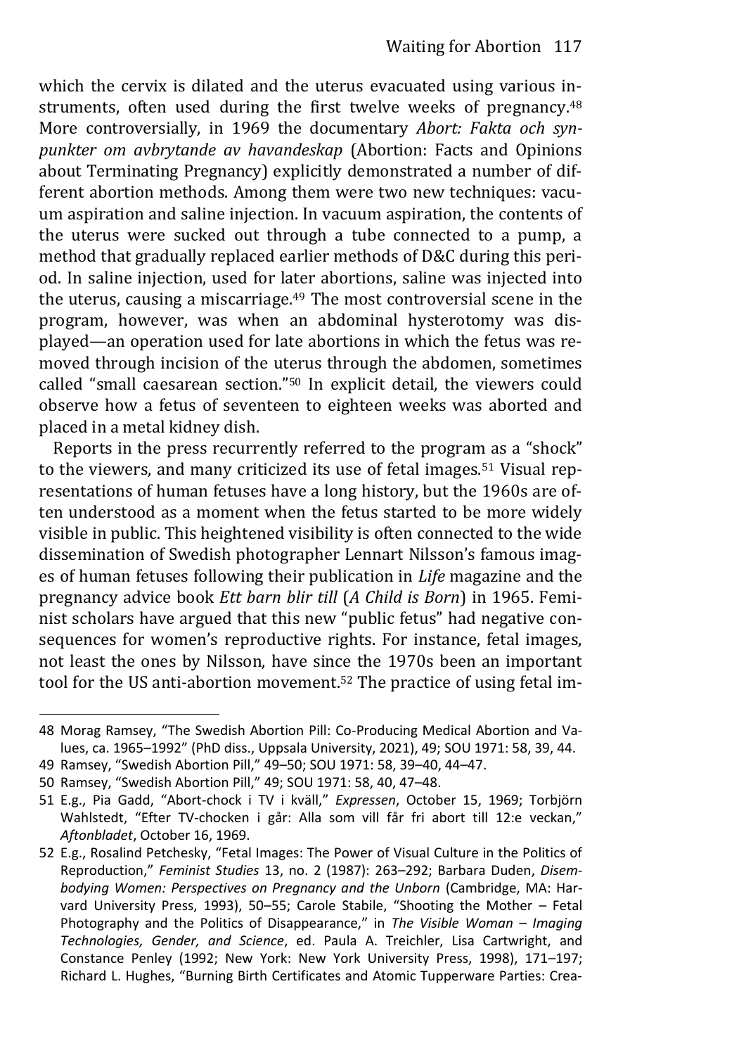which the cervix is dilated and the uterus evacuated using various instruments, often used during the first twelve weeks of pregnancy.[48] More controversially, in 1969 the documentary *Abort: Fakta och synpunkter om avbrytande av havandeskap* (Abortion: Facts and Opinions about Terminating Pregnancy) explicitly demonstrated a number of different abortion methods. Among them were two new techniques: vacuum aspiration and saline injection. In vacuum aspiration, the contents of the uterus were sucked out through a tube connected to a pump, a method that gradually replaced earlier methods of D&C during this period. In saline injection, used for later abortions, saline was injected into the uterus, causing a miscarriage.[49] The most controversial scene in the program, however, was when an abdominal hysterotomy was displayed—an operation used for late abortions in which the fetus was removed through incision of the uterus through the abdomen, sometimes called "small caesarean section."[50] In explicit detail, the viewers could observe how a fetus of seventeen to eighteen weeks was aborted and placed in a metal kidney dish.

Reports in the press recurrently referred to the program as a "shock" to the viewers, and many criticized its use of fetal images.[51] Visual representations of human fetuses have a long history, but the 1960s are often understood as a moment when the fetus started to be more widely visible in public. This heightened visibility is often connected to the wide dissemination of Swedish photographer Lennart Nilsson's famous images of human fetuses following their publication in *Life* magazine and the pregnancy advice book *Ett barn blir till* (*A Child is Born*) in 1965. Feminist scholars have argued that this new "public fetus" had negative consequences for women's reproductive rights. For instance, fetal images, not least the ones by Nilsson, have since the 1970s been an important tool for the US anti-abortion movement.[52] The practice of using fetal im-

---

48 Morag Ramsey, "The Swedish Abortion Pill: Co-Producing Medical Abortion and Values, ca. 1965–1992" (PhD diss., Uppsala University, 2021), 49; SOU 1971: 58, 39, 44.

49 Ramsey, "Swedish Abortion Pill," 49–50; SOU 1971: 58, 39–40, 44–47.

50 Ramsey, "Swedish Abortion Pill," 49; SOU 1971: 58, 40, 47–48.

51 E.g., Pia Gadd, "Abort-chock i TV i kväll," *Expressen*, October 15, 1969; Torbjörn Wahlstedt, "Efter TV-chocken i går: Alla som vill får fri abort till 12:e veckan," *Aftonbladet*, October 16, 1969.

52 E.g., Rosalind Petchesky, "Fetal Images: The Power of Visual Culture in the Politics of Reproduction," *Feminist Studies* 13, no. 2 (1987): 263–292; Barbara Duden, *Disembodying Women: Perspectives on Pregnancy and the Unborn* (Cambridge, MA: Harvard University Press, 1993), 50–55; Carole Stabile, "Shooting the Mother – Fetal Photography and the Politics of Disappearance," in *The Visible Woman – Imaging Technologies, Gender, and Science*, ed. Paula A. Treichler, Lisa Cartwright, and Constance Penley (1992; New York: New York University Press, 1998), 171–197; Richard L. Hughes, "Burning Birth Certificates and Atomic Tupperware Parties: Crea-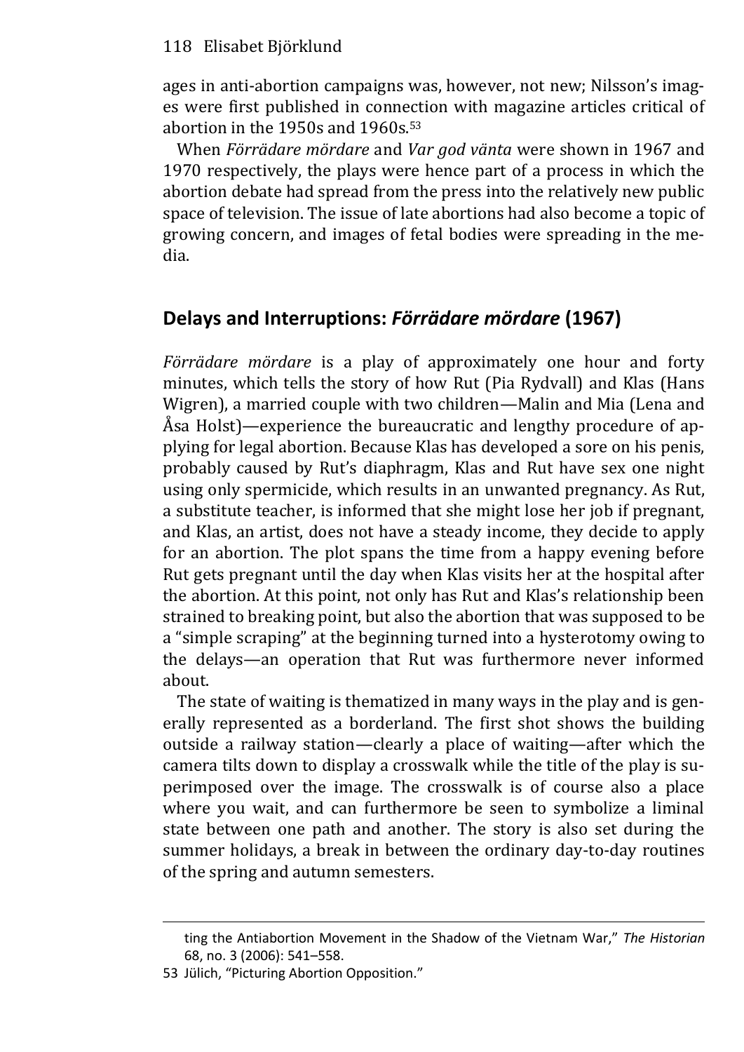ages in anti-abortion campaigns was, however, not new; Nilsson's images were first published in connection with magazine articles critical of abortion in the 1950s and 1960s.[53]

When *Förrädare mördare* and *Var god vänta* were shown in 1967 and 1970 respectively, the plays were hence part of a process in which the abortion debate had spread from the press into the relatively new public space of television. The issue of late abortions had also become a topic of growing concern, and images of fetal bodies were spreading in the media.

## Delays and Interruptions: *Förrädare mördare* (1967)

*Förrädare mördare* is a play of approximately one hour and forty minutes, which tells the story of how Rut (Pia Rydvall) and Klas (Hans Wigren), a married couple with two children—Malin and Mia (Lena and Åsa Holst)—experience the bureaucratic and lengthy procedure of applying for legal abortion. Because Klas has developed a sore on his penis, probably caused by Rut's diaphragm, Klas and Rut have sex one night using only spermicide, which results in an unwanted pregnancy. As Rut, a substitute teacher, is informed that she might lose her job if pregnant, and Klas, an artist, does not have a steady income, they decide to apply for an abortion. The plot spans the time from a happy evening before Rut gets pregnant until the day when Klas visits her at the hospital after the abortion. At this point, not only has Rut and Klas's relationship been strained to breaking point, but also the abortion that was supposed to be a "simple scraping" at the beginning turned into a hysterotomy owing to the delays—an operation that Rut was furthermore never informed about.

The state of waiting is thematized in many ways in the play and is generally represented as a borderland. The first shot shows the building outside a railway station—clearly a place of waiting—after which the camera tilts down to display a crosswalk while the title of the play is superimposed over the image. The crosswalk is of course also a place where you wait, and can furthermore be seen to symbolize a liminal state between one path and another. The story is also set during the summer holidays, a break in between the ordinary day-to-day routines of the spring and autumn semesters.

---

ting the Antiabortion Movement in the Shadow of the Vietnam War," *The Historian* 68, no. 3 (2006): 541–558.

53 Jülich, "Picturing Abortion Opposition."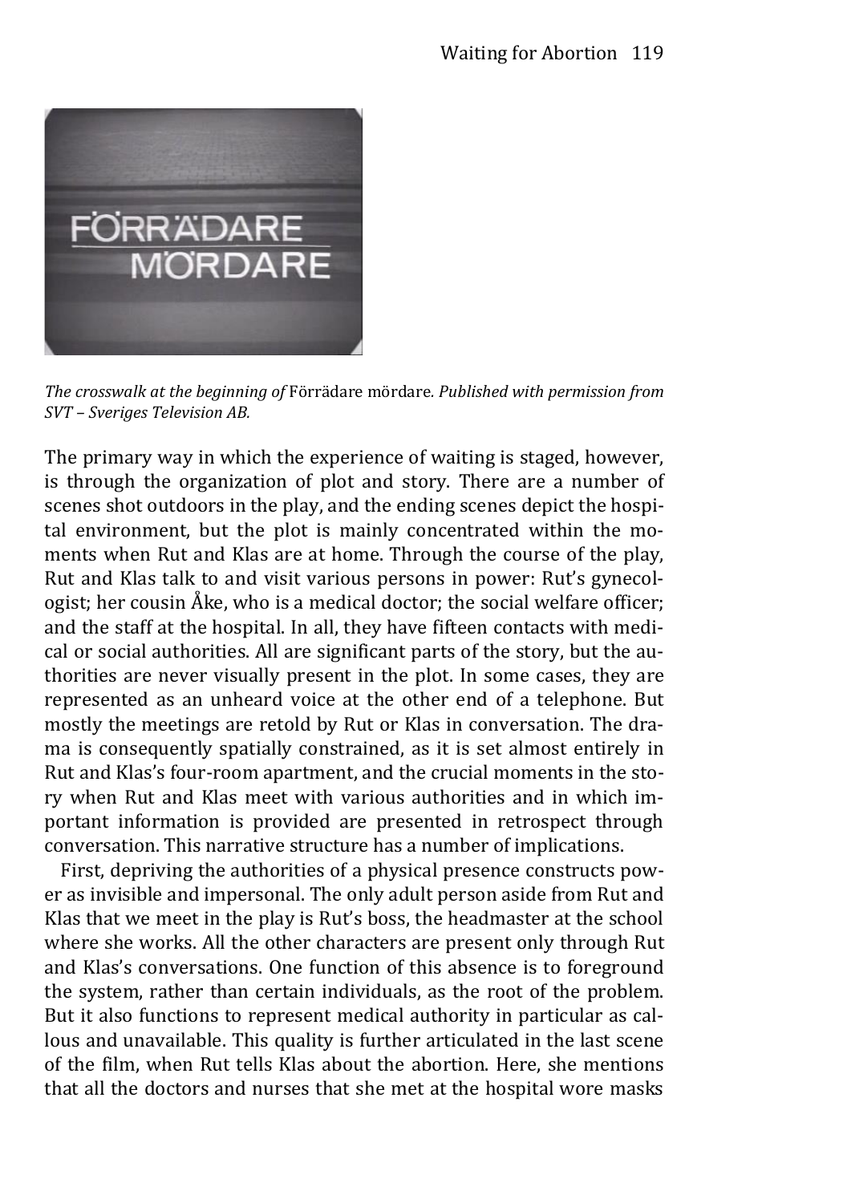*The crosswalk at the beginning of* Förrädare mördare. *Published with permission from SVT – Sveriges Television AB.*

The primary way in which the experience of waiting is staged, however, is through the organization of plot and story. There are a number of scenes shot outdoors in the play, and the ending scenes depict the hospital environment, but the plot is mainly concentrated within the moments when Rut and Klas are at home. Through the course of the play, Rut and Klas talk to and visit various persons in power: Rut's gynecologist; her cousin Åke, who is a medical doctor; the social welfare officer; and the staff at the hospital. In all, they have fifteen contacts with medical or social authorities. All are significant parts of the story, but the authorities are never visually present in the plot. In some cases, they are represented as an unheard voice at the other end of a telephone. But mostly the meetings are retold by Rut or Klas in conversation. The drama is consequently spatially constrained, as it is set almost entirely in Rut and Klas's four-room apartment, and the crucial moments in the story when Rut and Klas meet with various authorities and in which important information is provided are presented in retrospect through conversation. This narrative structure has a number of implications.

First, depriving the authorities of a physical presence constructs power as invisible and impersonal. The only adult person aside from Rut and Klas that we meet in the play is Rut's boss, the headmaster at the school where she works. All the other characters are present only through Rut and Klas's conversations. One function of this absence is to foreground the system, rather than certain individuals, as the root of the problem. But it also functions to represent medical authority in particular as callous and unavailable. This quality is further articulated in the last scene of the film, when Rut tells Klas about the abortion. Here, she mentions that all the doctors and nurses that she met at the hospital wore masks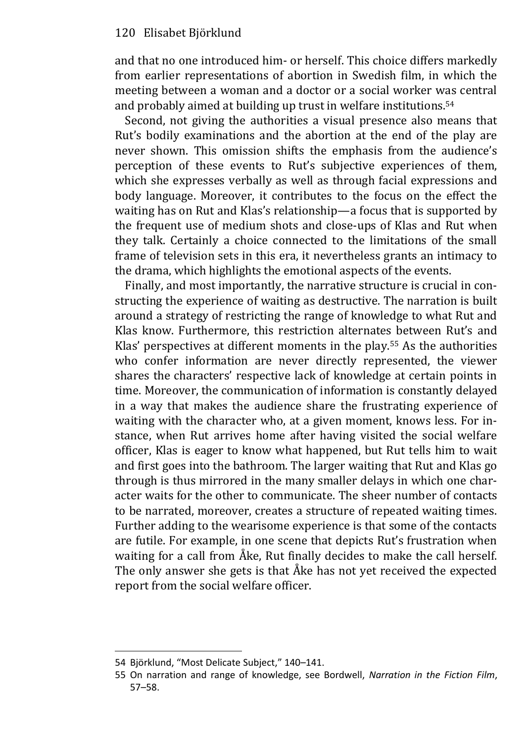and that no one introduced him- or herself. This choice differs markedly from earlier representations of abortion in Swedish film, in which the meeting between a woman and a doctor or a social worker was central and probably aimed at building up trust in welfare institutions.[54]

Second, not giving the authorities a visual presence also means that Rut's bodily examinations and the abortion at the end of the play are never shown. This omission shifts the emphasis from the audience's perception of these events to Rut's subjective experiences of them, which she expresses verbally as well as through facial expressions and body language. Moreover, it contributes to the focus on the effect the waiting has on Rut and Klas's relationship—a focus that is supported by the frequent use of medium shots and close-ups of Klas and Rut when they talk. Certainly a choice connected to the limitations of the small frame of television sets in this era, it nevertheless grants an intimacy to the drama, which highlights the emotional aspects of the events.

Finally, and most importantly, the narrative structure is crucial in constructing the experience of waiting as destructive. The narration is built around a strategy of restricting the range of knowledge to what Rut and Klas know. Furthermore, this restriction alternates between Rut's and Klas' perspectives at different moments in the play.[55] As the authorities who confer information are never directly represented, the viewer shares the characters' respective lack of knowledge at certain points in time. Moreover, the communication of information is constantly delayed in a way that makes the audience share the frustrating experience of waiting with the character who, at a given moment, knows less. For instance, when Rut arrives home after having visited the social welfare officer, Klas is eager to know what happened, but Rut tells him to wait and first goes into the bathroom. The larger waiting that Rut and Klas go through is thus mirrored in the many smaller delays in which one character waits for the other to communicate. The sheer number of contacts to be narrated, moreover, creates a structure of repeated waiting times. Further adding to the wearisome experience is that some of the contacts are futile. For example, in one scene that depicts Rut's frustration when waiting for a call from Åke, Rut finally decides to make the call herself. The only answer she gets is that Åke has not yet received the expected report from the social welfare officer.

---

54 Björklund, "Most Delicate Subject," 140–141.

55 On narration and range of knowledge, see Bordwell, *Narration in the Fiction Film*, 57–58.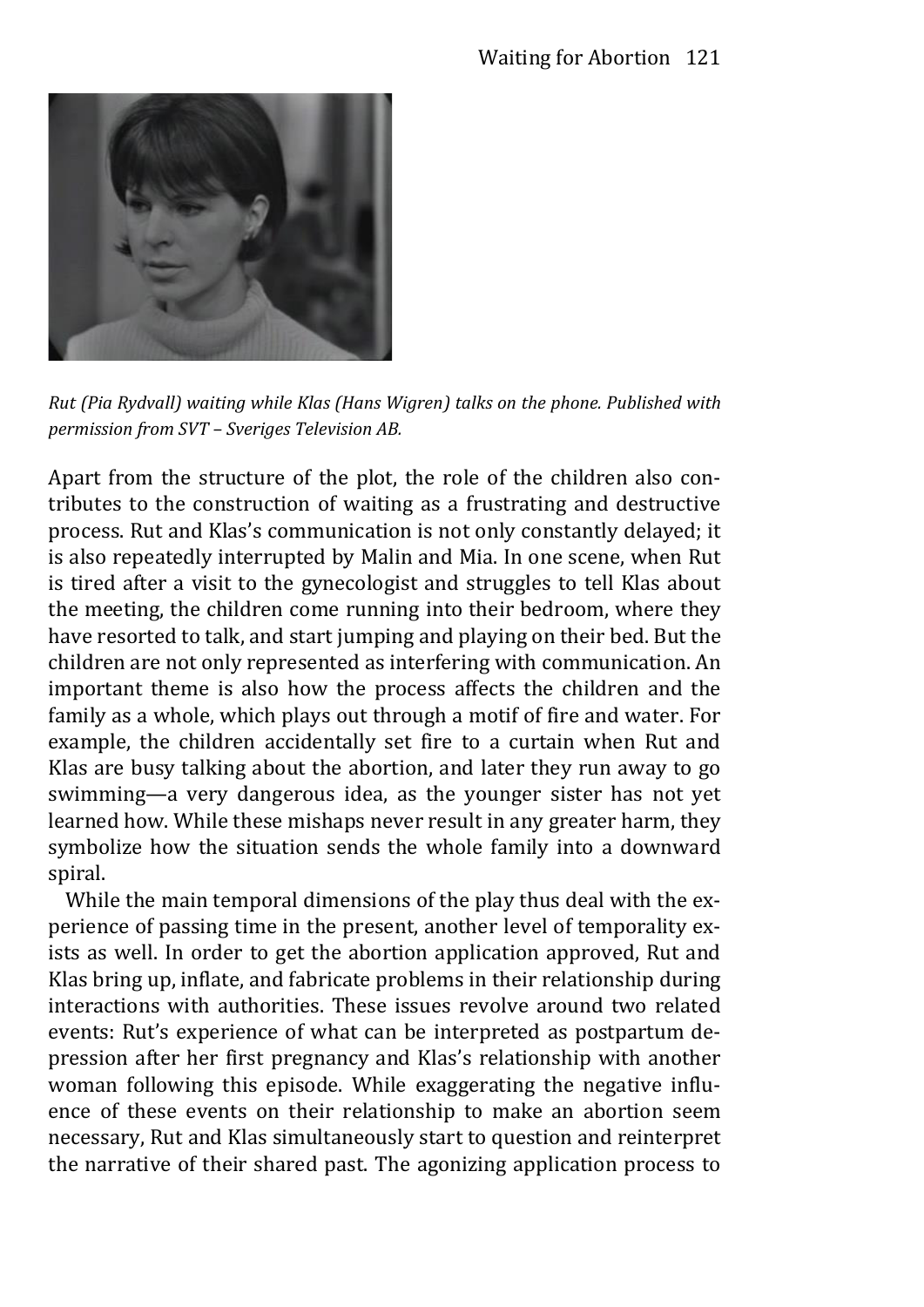*Rut (Pia Rydvall) waiting while Klas (Hans Wigren) talks on the phone. Published with permission from SVT – Sveriges Television AB.*

Apart from the structure of the plot, the role of the children also contributes to the construction of waiting as a frustrating and destructive process. Rut and Klas's communication is not only constantly delayed; it is also repeatedly interrupted by Malin and Mia. In one scene, when Rut is tired after a visit to the gynecologist and struggles to tell Klas about the meeting, the children come running into their bedroom, where they have resorted to talk, and start jumping and playing on their bed. But the children are not only represented as interfering with communication. An important theme is also how the process affects the children and the family as a whole, which plays out through a motif of fire and water. For example, the children accidentally set fire to a curtain when Rut and Klas are busy talking about the abortion, and later they run away to go swimming—a very dangerous idea, as the younger sister has not yet learned how. While these mishaps never result in any greater harm, they symbolize how the situation sends the whole family into a downward spiral.

While the main temporal dimensions of the play thus deal with the experience of passing time in the present, another level of temporality exists as well. In order to get the abortion application approved, Rut and Klas bring up, inflate, and fabricate problems in their relationship during interactions with authorities. These issues revolve around two related events: Rut's experience of what can be interpreted as postpartum depression after her first pregnancy and Klas's relationship with another woman following this episode. While exaggerating the negative influence of these events on their relationship to make an abortion seem necessary, Rut and Klas simultaneously start to question and reinterpret the narrative of their shared past. The agonizing application process to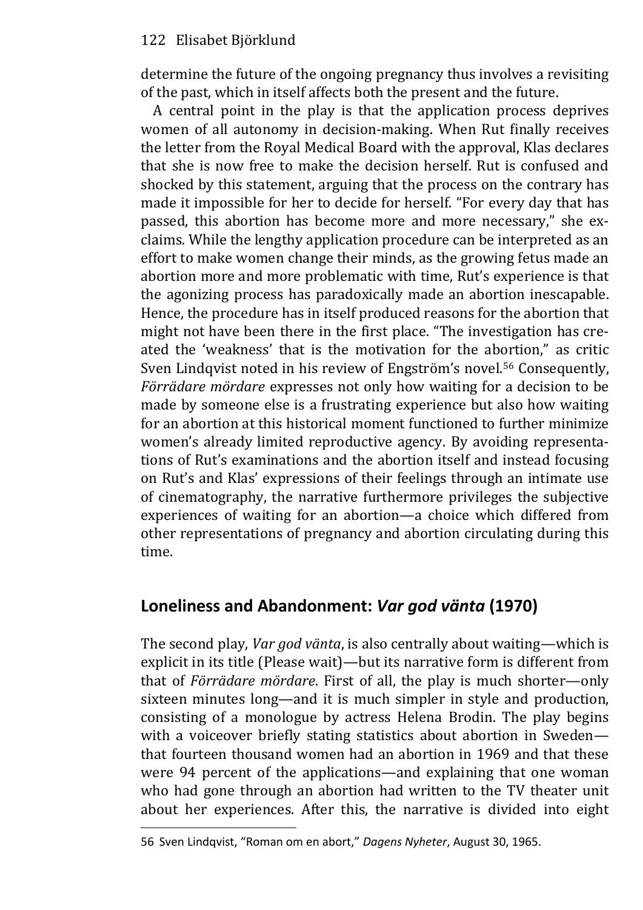determine the future of the ongoing pregnancy thus involves a revisiting of the past, which in itself affects both the present and the future.

A central point in the play is that the application process deprives women of all autonomy in decision-making. When Rut finally receives the letter from the Royal Medical Board with the approval, Klas declares that she is now free to make the decision herself. Rut is confused and shocked by this statement, arguing that the process on the contrary has made it impossible for her to decide for herself. "For every day that has passed, this abortion has become more and more necessary," she exclaims. While the lengthy application procedure can be interpreted as an effort to make women change their minds, as the growing fetus made an abortion more and more problematic with time, Rut's experience is that the agonizing process has paradoxically made an abortion inescapable. Hence, the procedure has in itself produced reasons for the abortion that might not have been there in the first place. "The investigation has created the 'weakness' that is the motivation for the abortion," as critic Sven Lindqvist noted in his review of Engström's novel.[56] Consequently, *Förrädare mördare* expresses not only how waiting for a decision to be made by someone else is a frustrating experience but also how waiting for an abortion at this historical moment functioned to further minimize women's already limited reproductive agency. By avoiding representations of Rut's examinations and the abortion itself and instead focusing on Rut's and Klas' expressions of their feelings through an intimate use of cinematography, the narrative furthermore privileges the subjective experiences of waiting for an abortion—a choice which differed from other representations of pregnancy and abortion circulating during this time.

## Loneliness and Abandonment: *Var god vänta* (1970)

The second play, *Var god vänta*, is also centrally about waiting—which is explicit in its title (Please wait)—but its narrative form is different from that of *Förrädare mördare*. First of all, the play is much shorter—only sixteen minutes long—and it is much simpler in style and production, consisting of a monologue by actress Helena Brodin. The play begins with a voiceover briefly stating statistics about abortion in Sweden—that fourteen thousand women had an abortion in 1969 and that these were 94 percent of the applications—and explaining that one woman who had gone through an abortion had written to the TV theater unit about her experiences. After this, the narrative is divided into eight

---

56 Sven Lindqvist, "Roman om en abort," *Dagens Nyheter*, August 30, 1965.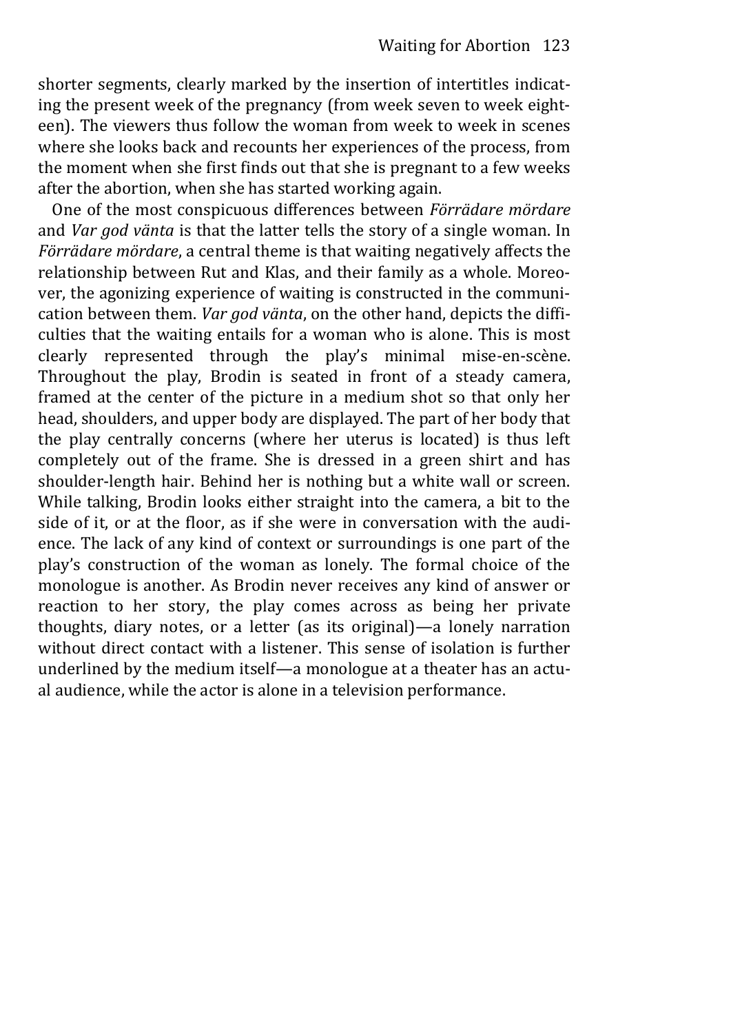shorter segments, clearly marked by the insertion of intertitles indicating the present week of the pregnancy (from week seven to week eighteen). The viewers thus follow the woman from week to week in scenes where she looks back and recounts her experiences of the process, from the moment when she first finds out that she is pregnant to a few weeks after the abortion, when she has started working again.

One of the most conspicuous differences between *Förrädare mördare* and *Var god vänta* is that the latter tells the story of a single woman. In *Förrädare mördare*, a central theme is that waiting negatively affects the relationship between Rut and Klas, and their family as a whole. Moreover, the agonizing experience of waiting is constructed in the communication between them. *Var god vänta*, on the other hand, depicts the difficulties that the waiting entails for a woman who is alone. This is most clearly represented through the play's minimal mise-en-scène. Throughout the play, Brodin is seated in front of a steady camera, framed at the center of the picture in a medium shot so that only her head, shoulders, and upper body are displayed. The part of her body that the play centrally concerns (where her uterus is located) is thus left completely out of the frame. She is dressed in a green shirt and has shoulder-length hair. Behind her is nothing but a white wall or screen. While talking, Brodin looks either straight into the camera, a bit to the side of it, or at the floor, as if she were in conversation with the audience. The lack of any kind of context or surroundings is one part of the play's construction of the woman as lonely. The formal choice of the monologue is another. As Brodin never receives any kind of answer or reaction to her story, the play comes across as being her private thoughts, diary notes, or a letter (as its original)—a lonely narration without direct contact with a listener. This sense of isolation is further underlined by the medium itself—a monologue at a theater has an actual audience, while the actor is alone in a television performance.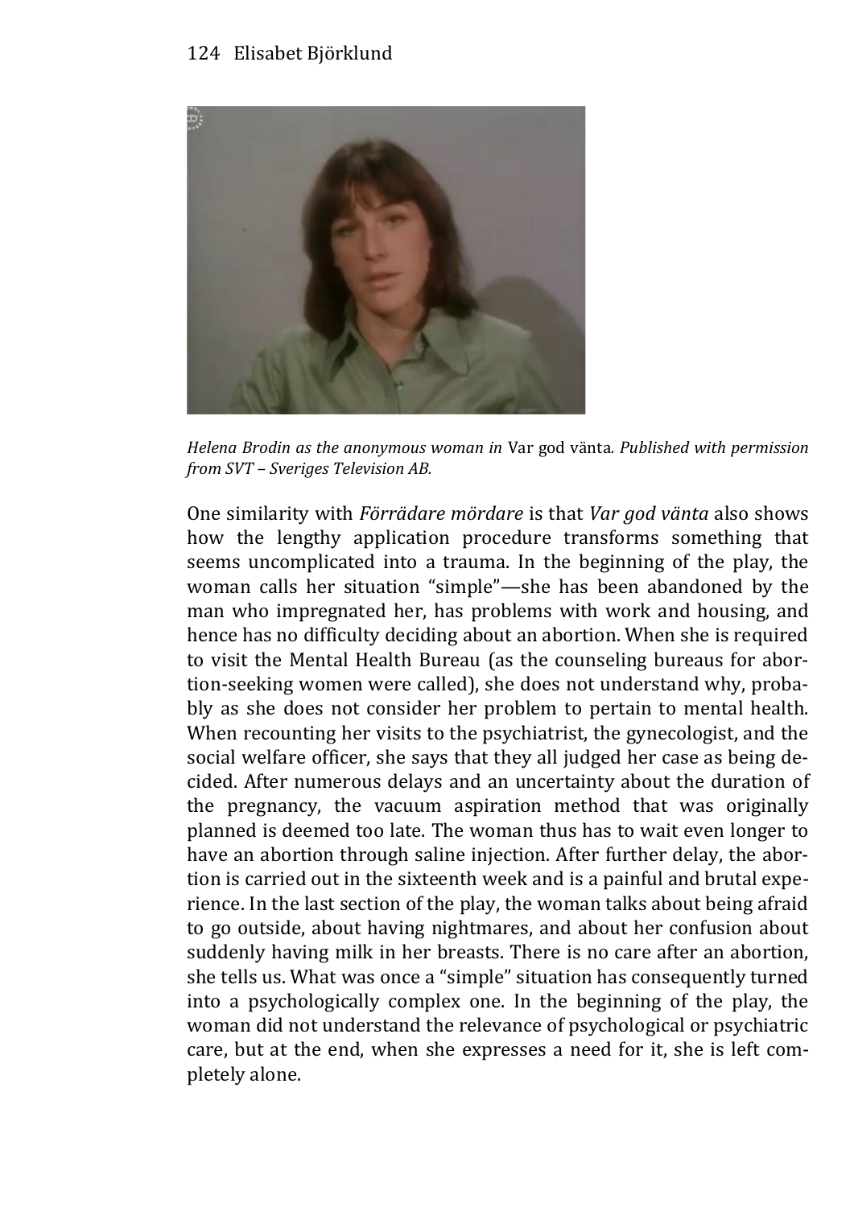*Helena Brodin as the anonymous woman in* Var god vänta*. Published with permission from SVT – Sveriges Television AB.*

One similarity with *Förrädare mördare* is that *Var god vänta* also shows how the lengthy application procedure transforms something that seems uncomplicated into a trauma. In the beginning of the play, the woman calls her situation "simple"—she has been abandoned by the man who impregnated her, has problems with work and housing, and hence has no difficulty deciding about an abortion. When she is required to visit the Mental Health Bureau (as the counseling bureaus for abortion-seeking women were called), she does not understand why, probably as she does not consider her problem to pertain to mental health. When recounting her visits to the psychiatrist, the gynecologist, and the social welfare officer, she says that they all judged her case as being decided. After numerous delays and an uncertainty about the duration of the pregnancy, the vacuum aspiration method that was originally planned is deemed too late. The woman thus has to wait even longer to have an abortion through saline injection. After further delay, the abortion is carried out in the sixteenth week and is a painful and brutal experience. In the last section of the play, the woman talks about being afraid to go outside, about having nightmares, and about her confusion about suddenly having milk in her breasts. There is no care after an abortion, she tells us. What was once a "simple" situation has consequently turned into a psychologically complex one. In the beginning of the play, the woman did not understand the relevance of psychological or psychiatric care, but at the end, when she expresses a need for it, she is left completely alone.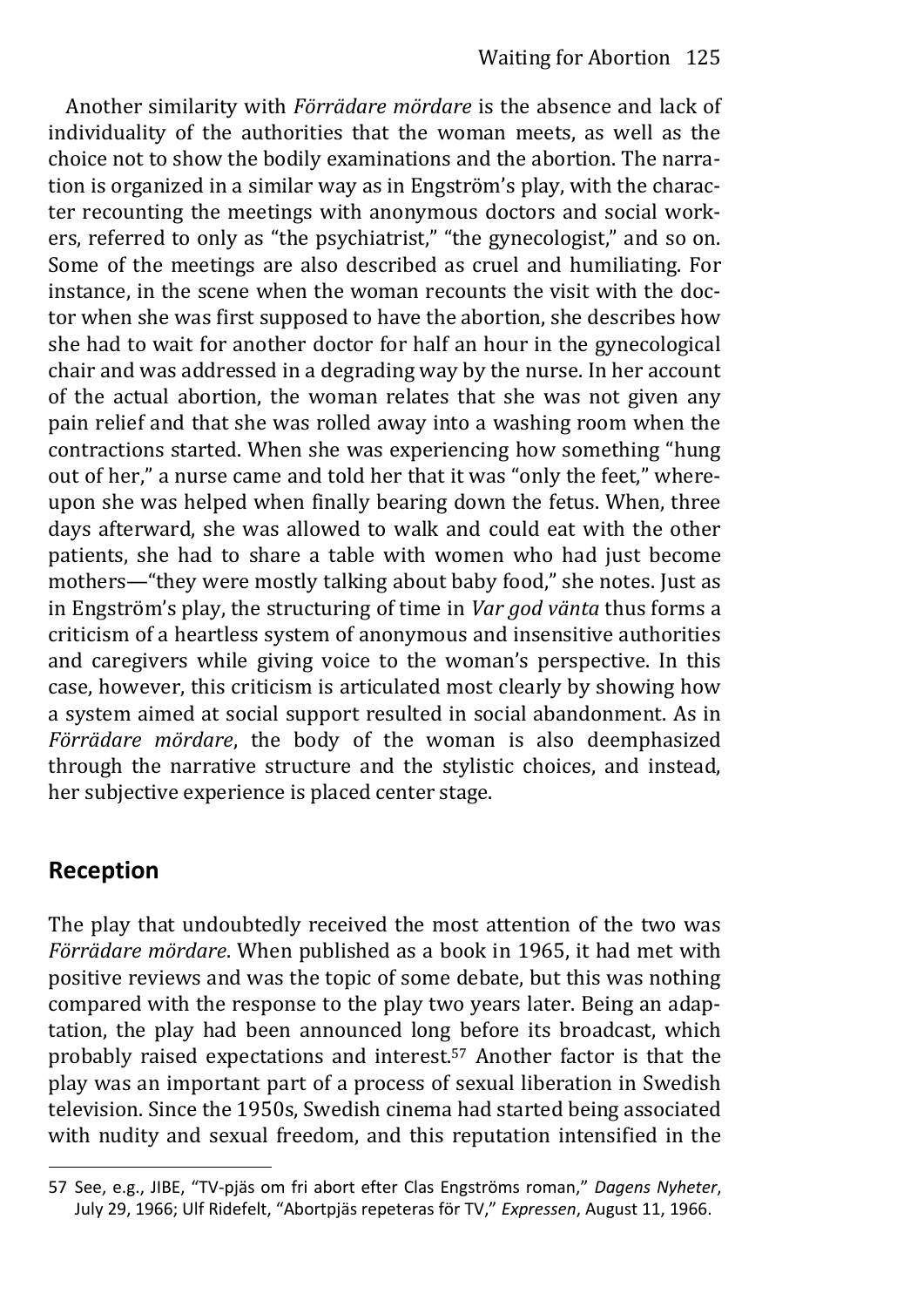Another similarity with *Förrädare mördare* is the absence and lack of individuality of the authorities that the woman meets, as well as the choice not to show the bodily examinations and the abortion. The narration is organized in a similar way as in Engström's play, with the character recounting the meetings with anonymous doctors and social workers, referred to only as "the psychiatrist," "the gynecologist," and so on. Some of the meetings are also described as cruel and humiliating. For instance, in the scene when the woman recounts the visit with the doctor when she was first supposed to have the abortion, she describes how she had to wait for another doctor for half an hour in the gynecological chair and was addressed in a degrading way by the nurse. In her account of the actual abortion, the woman relates that she was not given any pain relief and that she was rolled away into a washing room when the contractions started. When she was experiencing how something "hung out of her," a nurse came and told her that it was "only the feet," whereupon she was helped when finally bearing down the fetus. When, three days afterward, she was allowed to walk and could eat with the other patients, she had to share a table with women who had just become mothers—"they were mostly talking about baby food," she notes. Just as in Engström's play, the structuring of time in *Var god vänta* thus forms a criticism of a heartless system of anonymous and insensitive authorities and caregivers while giving voice to the woman's perspective. In this case, however, this criticism is articulated most clearly by showing how a system aimed at social support resulted in social abandonment. As in *Förrädare mördare*, the body of the woman is also deemphasized through the narrative structure and the stylistic choices, and instead, her subjective experience is placed center stage.

## Reception

The play that undoubtedly received the most attention of the two was *Förrädare mördare*. When published as a book in 1965, it had met with positive reviews and was the topic of some debate, but this was nothing compared with the response to the play two years later. Being an adaptation, the play had been announced long before its broadcast, which probably raised expectations and interest.[57] Another factor is that the play was an important part of a process of sexual liberation in Swedish television. Since the 1950s, Swedish cinema had started being associated with nudity and sexual freedom, and this reputation intensified in the

57 See, e.g., JIBE, "TV-pjäs om fri abort efter Clas Engströms roman," *Dagens Nyheter*, July 29, 1966; Ulf Ridefelt, "Abortpjäs repeteras för TV," *Expressen*, August 11, 1966.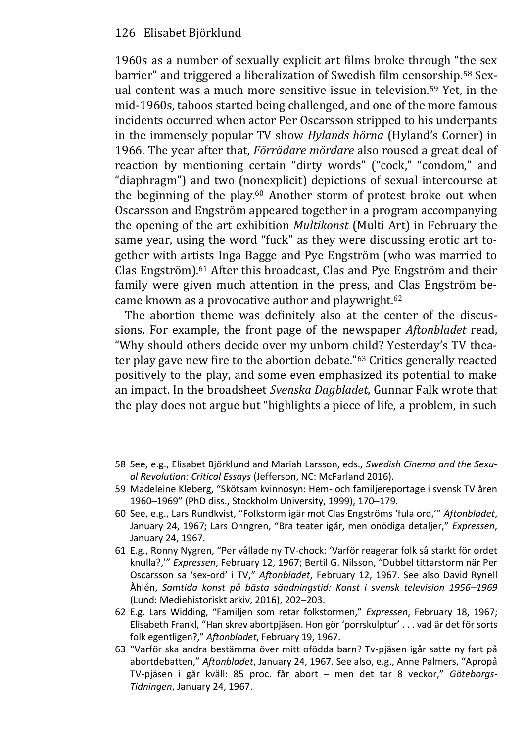1960s as a number of sexually explicit art films broke through "the sex barrier" and triggered a liberalization of Swedish film censorship.[58] Sexual content was a much more sensitive issue in television.[59] Yet, in the mid-1960s, taboos started being challenged, and one of the more famous incidents occurred when actor Per Oscarsson stripped to his underpants in the immensely popular TV show *Hylands hörna* (Hyland's Corner) in 1966. The year after that, *Förrädare mördare* also roused a great deal of reaction by mentioning certain "dirty words" ("cock," "condom," and "diaphragm") and two (nonexplicit) depictions of sexual intercourse at the beginning of the play.[60] Another storm of protest broke out when Oscarsson and Engström appeared together in a program accompanying the opening of the art exhibition *Multikonst* (Multi Art) in February the same year, using the word "fuck" as they were discussing erotic art together with artists Inga Bagge and Pye Engström (who was married to Clas Engström).[61] After this broadcast, Clas and Pye Engström and their family were given much attention in the press, and Clas Engström became known as a provocative author and playwright.[62]

The abortion theme was definitely also at the center of the discussions. For example, the front page of the newspaper *Aftonbladet* read, "Why should others decide over my unborn child? Yesterday's TV theater play gave new fire to the abortion debate."[63] Critics generally reacted positively to the play, and some even emphasized its potential to make an impact. In the broadsheet *Svenska Dagbladet*, Gunnar Falk wrote that the play does not argue but "highlights a piece of life, a problem, in such

---

58 See, e.g., Elisabet Björklund and Mariah Larsson, eds., *Swedish Cinema and the Sexual Revolution: Critical Essays* (Jefferson, NC: McFarland 2016).

59 Madeleine Kleberg, "Skötsam kvinnosyn: Hem- och familjereportage i svensk TV åren 1960–1969" (PhD diss., Stockholm University, 1999), 170–179.

60 See, e.g., Lars Rundkvist, "Folkstorm igår mot Clas Engströms 'fula ord,'" *Aftonbladet*, January 24, 1967; Lars Ohngren, "Bra teater igår, men onödiga detaljer," *Expressen*, January 24, 1967.

61 E.g., Ronny Nygren, "Per vållade ny TV-chock: 'Varför reagerar folk så starkt för ordet knulla?,'" *Expressen*, February 12, 1967; Bertil G. Nilsson, "Dubbel tittarstorm när Per Oscarsson sa 'sex-ord' i TV," *Aftonbladet*, February 12, 1967. See also David Rynell Åhlén, *Samtida konst på bästa sändningstid: Konst i svensk television 1956–1969* (Lund: Mediehistoriskt arkiv, 2016), 202–203.

62 E.g. Lars Widding, "Familjen som retar folkstormen," *Expressen*, February 18, 1967; Elisabeth Frankl, "Han skrev abortpjäsen. Hon gör 'porrskulptur' . . . vad är det för sorts folk egentligen?," *Aftonbladet*, February 19, 1967.

63 "Varför ska andra bestämma över mitt ofödda barn? Tv-pjäsen igår satte ny fart på abortdebatten," *Aftonbladet*, January 24, 1967. See also, e.g., Anne Palmers, "Apropå TV-pjäsen i går kväll: 85 proc. får abort – men det tar 8 veckor," *Göteborgs-Tidningen*, January 24, 1967.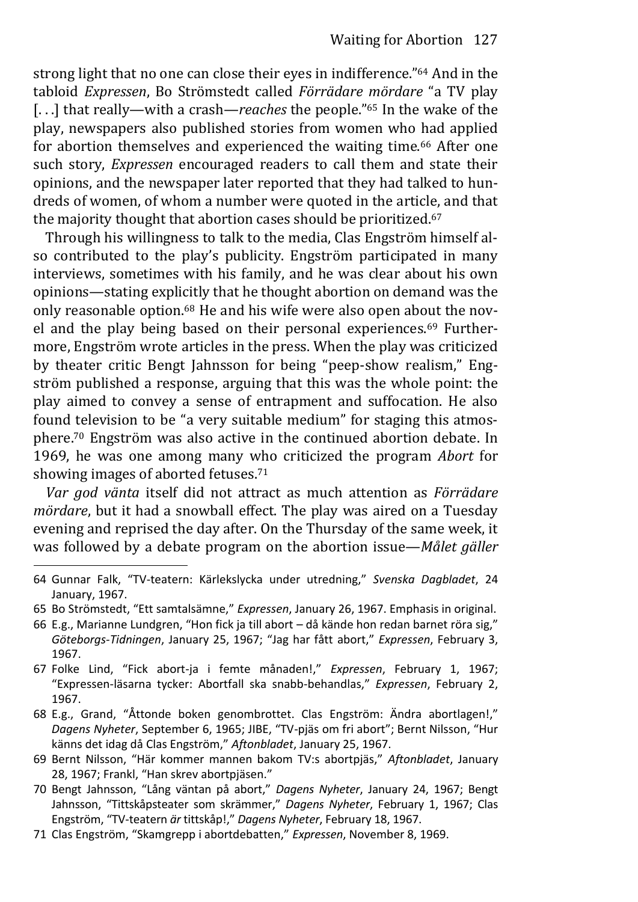strong light that no one can close their eyes in indifference."[64] And in the tabloid *Expressen*, Bo Strömstedt called *Förrädare mördare* "a TV play [. . .] that really—with a crash—*reaches* the people."[65] In the wake of the play, newspapers also published stories from women who had applied for abortion themselves and experienced the waiting time.[66] After one such story, *Expressen* encouraged readers to call them and state their opinions, and the newspaper later reported that they had talked to hundreds of women, of whom a number were quoted in the article, and that the majority thought that abortion cases should be prioritized.[67]

Through his willingness to talk to the media, Clas Engström himself also contributed to the play's publicity. Engström participated in many interviews, sometimes with his family, and he was clear about his own opinions—stating explicitly that he thought abortion on demand was the only reasonable option.[68] He and his wife were also open about the novel and the play being based on their personal experiences.[69] Furthermore, Engström wrote articles in the press. When the play was criticized by theater critic Bengt Jahnsson for being "peep-show realism," Engström published a response, arguing that this was the whole point: the play aimed to convey a sense of entrapment and suffocation. He also found television to be "a very suitable medium" for staging this atmosphere.[70] Engström was also active in the continued abortion debate. In 1969, he was one among many who criticized the program *Abort* for showing images of aborted fetuses.[71]

*Var god vänta* itself did not attract as much attention as *Förrädare mördare*, but it had a snowball effect. The play was aired on a Tuesday evening and reprised the day after. On the Thursday of the same week, it was followed by a debate program on the abortion issue—*Målet gäller*

---

64 Gunnar Falk, "TV-teatern: Kärlekslycka under utredning," *Svenska Dagbladet*, 24 January, 1967.

65 Bo Strömstedt, "Ett samtalsämne," *Expressen*, January 26, 1967. Emphasis in original.

66 E.g., Marianne Lundgren, "Hon fick ja till abort – då kände hon redan barnet röra sig," *Göteborgs-Tidningen*, January 25, 1967; "Jag har fått abort," *Expressen*, February 3, 1967.

67 Folke Lind, "Fick abort-ja i femte månaden!," *Expressen*, February 1, 1967; "Expressen-läsarna tycker: Abortfall ska snabb-behandlas," *Expressen*, February 2, 1967.

68 E.g., Grand, "Åttonde boken genombrottet. Clas Engström: Ändra abortlagen!," *Dagens Nyheter*, September 6, 1965; JIBE, "TV-pjäs om fri abort"; Bernt Nilsson, "Hur känns det idag då Clas Engström," *Aftonbladet*, January 25, 1967.

69 Bernt Nilsson, "Här kommer mannen bakom TV:s abortpjäs," *Aftonbladet*, January 28, 1967; Frankl, "Han skrev abortpjäsen."

70 Bengt Jahnsson, "Lång väntan på abort," *Dagens Nyheter*, January 24, 1967; Bengt Jahnsson, "Tittskåpsteater som skrämmer," *Dagens Nyheter*, February 1, 1967; Clas Engström, "TV-teatern *är* tittskåp!," *Dagens Nyheter*, February 18, 1967.

71 Clas Engström, "Skamgrepp i abortdebatten," *Expressen*, November 8, 1969.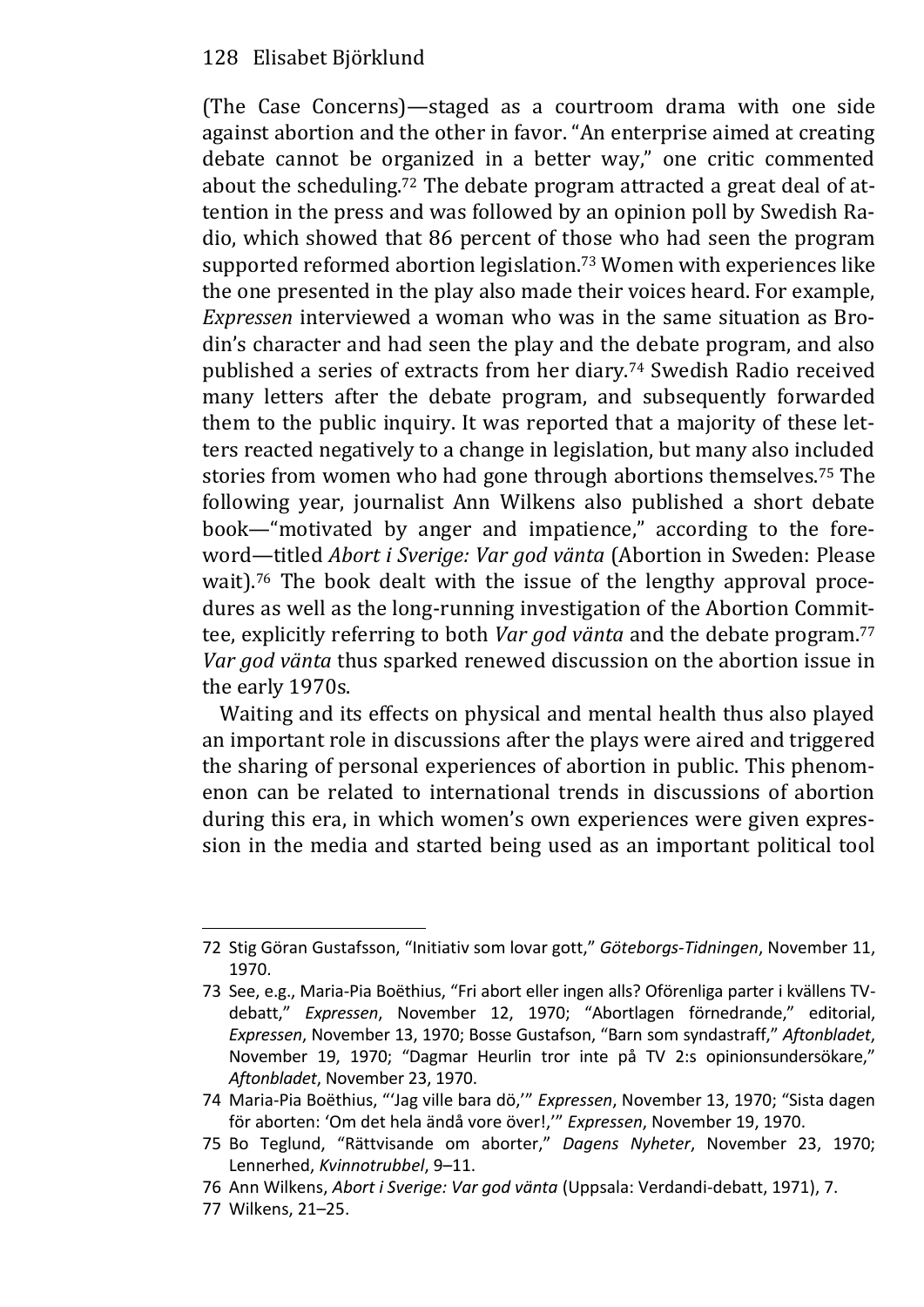(The Case Concerns)—staged as a courtroom drama with one side against abortion and the other in favor. "An enterprise aimed at creating debate cannot be organized in a better way," one critic commented about the scheduling.[72] The debate program attracted a great deal of attention in the press and was followed by an opinion poll by Swedish Radio, which showed that 86 percent of those who had seen the program supported reformed abortion legislation.[73] Women with experiences like the one presented in the play also made their voices heard. For example, *Expressen* interviewed a woman who was in the same situation as Brodin's character and had seen the play and the debate program, and also published a series of extracts from her diary.[74] Swedish Radio received many letters after the debate program, and subsequently forwarded them to the public inquiry. It was reported that a majority of these letters reacted negatively to a change in legislation, but many also included stories from women who had gone through abortions themselves.[75] The following year, journalist Ann Wilkens also published a short debate book—"motivated by anger and impatience," according to the foreword—titled *Abort i Sverige: Var god vänta* (Abortion in Sweden: Please wait).[76] The book dealt with the issue of the lengthy approval procedures as well as the long-running investigation of the Abortion Committee, explicitly referring to both *Var god vänta* and the debate program.[77] *Var god vänta* thus sparked renewed discussion on the abortion issue in the early 1970s.

Waiting and its effects on physical and mental health thus also played an important role in discussions after the plays were aired and triggered the sharing of personal experiences of abortion in public. This phenomenon can be related to international trends in discussions of abortion during this era, in which women's own experiences were given expression in the media and started being used as an important political tool

---

72 Stig Göran Gustafsson, "Initiativ som lovar gott," *Göteborgs-Tidningen*, November 11, 1970.

73 See, e.g., Maria-Pia Boëthius, "Fri abort eller ingen alls? Oförenliga parter i kvällens TV-debatt," *Expressen*, November 12, 1970; "Abortlagen förnedrande," editorial, *Expressen*, November 13, 1970; Bosse Gustafson, "Barn som syndastraff," *Aftonbladet*, November 19, 1970; "Dagmar Heurlin tror inte på TV 2:s opinionsundersökare," *Aftonbladet*, November 23, 1970.

74 Maria-Pia Boëthius, "'Jag ville bara dö,'" *Expressen*, November 13, 1970; "Sista dagen för aborten: 'Om det hela ändå vore över!,'" *Expressen*, November 19, 1970.

75 Bo Teglund, "Rättvisande om aborter," *Dagens Nyheter*, November 23, 1970; Lennerhed, *Kvinnotrubbel*, 9–11.

76 Ann Wilkens, *Abort i Sverige: Var god vänta* (Uppsala: Verdandi-debatt, 1971), 7.

77 Wilkens, 21–25.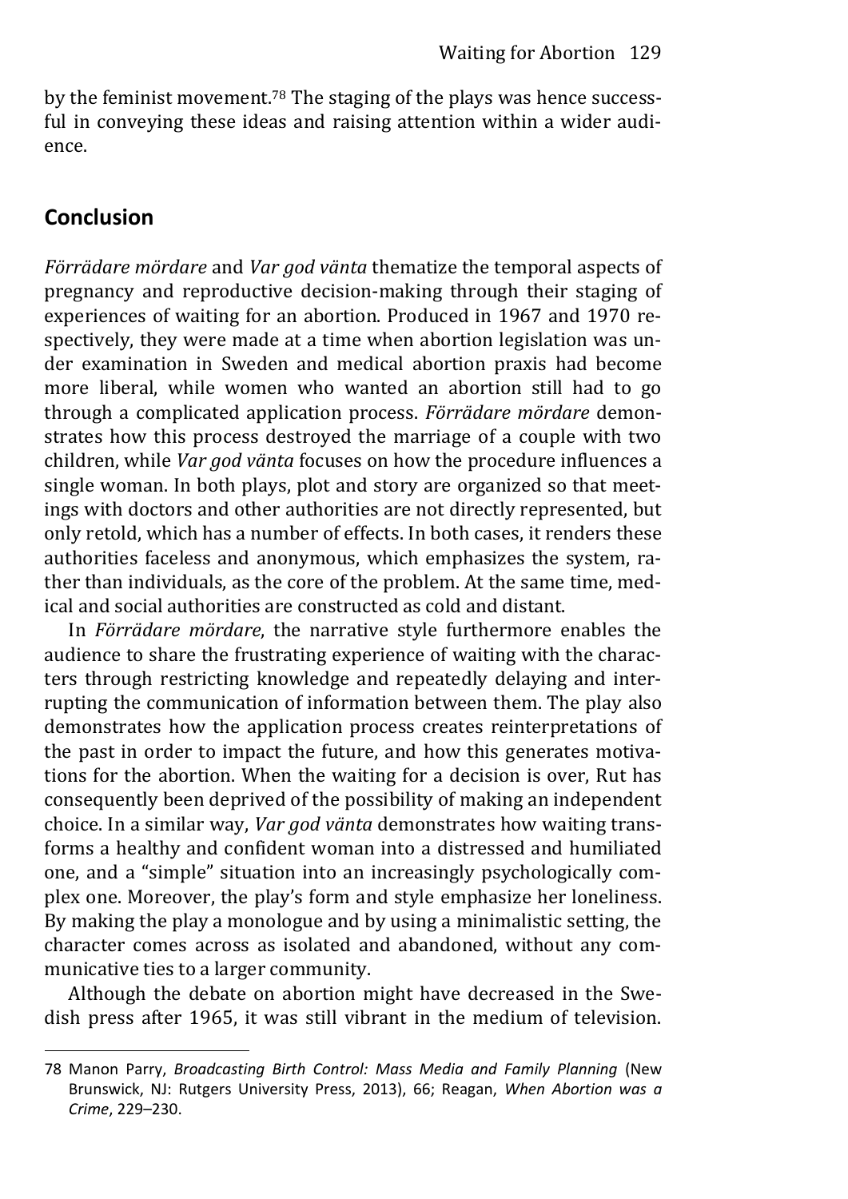by the feminist movement.[78] The staging of the plays was hence successful in conveying these ideas and raising attention within a wider audience.

## Conclusion

*Förrädare mördare* and *Var god vänta* thematize the temporal aspects of pregnancy and reproductive decision-making through their staging of experiences of waiting for an abortion. Produced in 1967 and 1970 respectively, they were made at a time when abortion legislation was under examination in Sweden and medical abortion praxis had become more liberal, while women who wanted an abortion still had to go through a complicated application process. *Förrädare mördare* demonstrates how this process destroyed the marriage of a couple with two children, while *Var god vänta* focuses on how the procedure influences a single woman. In both plays, plot and story are organized so that meetings with doctors and other authorities are not directly represented, but only retold, which has a number of effects. In both cases, it renders these authorities faceless and anonymous, which emphasizes the system, rather than individuals, as the core of the problem. At the same time, medical and social authorities are constructed as cold and distant.

In *Förrädare mördare*, the narrative style furthermore enables the audience to share the frustrating experience of waiting with the characters through restricting knowledge and repeatedly delaying and interrupting the communication of information between them. The play also demonstrates how the application process creates reinterpretations of the past in order to impact the future, and how this generates motivations for the abortion. When the waiting for a decision is over, Rut has consequently been deprived of the possibility of making an independent choice. In a similar way, *Var god vänta* demonstrates how waiting transforms a healthy and confident woman into a distressed and humiliated one, and a "simple" situation into an increasingly psychologically complex one. Moreover, the play's form and style emphasize her loneliness. By making the play a monologue and by using a minimalistic setting, the character comes across as isolated and abandoned, without any communicative ties to a larger community.

Although the debate on abortion might have decreased in the Swedish press after 1965, it was still vibrant in the medium of television.

78 Manon Parry, *Broadcasting Birth Control: Mass Media and Family Planning* (New Brunswick, NJ: Rutgers University Press, 2013), 66; Reagan, *When Abortion was a Crime*, 229–230.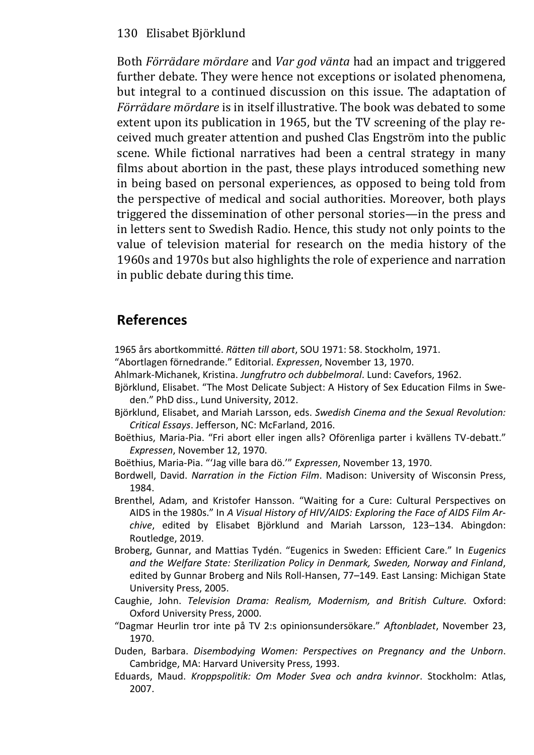Both *Förrädare mördare* and *Var god vänta* had an impact and triggered further debate. They were hence not exceptions or isolated phenomena, but integral to a continued discussion on this issue. The adaptation of *Förrädare mördare* is in itself illustrative. The book was debated to some extent upon its publication in 1965, but the TV screening of the play received much greater attention and pushed Clas Engström into the public scene. While fictional narratives had been a central strategy in many films about abortion in the past, these plays introduced something new in being based on personal experiences, as opposed to being told from the perspective of medical and social authorities. Moreover, both plays triggered the dissemination of other personal stories—in the press and in letters sent to Swedish Radio. Hence, this study not only points to the value of television material for research on the media history of the 1960s and 1970s but also highlights the role of experience and narration in public debate during this time.

## References

1965 års abortkommitté. *Rätten till abort*, SOU 1971: 58. Stockholm, 1971.

"Abortlagen förnedrande." Editorial. *Expressen*, November 13, 1970.

Ahlmark-Michanek, Kristina. *Jungfrutro och dubbelmoral*. Lund: Cavefors, 1962.

Björklund, Elisabet. "The Most Delicate Subject: A History of Sex Education Films in Sweden." PhD diss., Lund University, 2012.

Björklund, Elisabet, and Mariah Larsson, eds. *Swedish Cinema and the Sexual Revolution: Critical Essays*. Jefferson, NC: McFarland, 2016.

Boëthius, Maria-Pia. "Fri abort eller ingen alls? Oförenliga parter i kvällens TV-debatt." *Expressen*, November 12, 1970.

Boëthius, Maria-Pia. "'Jag ville bara dö.'" *Expressen*, November 13, 1970.

Bordwell, David. *Narration in the Fiction Film*. Madison: University of Wisconsin Press, 1984.

Brenthel, Adam, and Kristofer Hansson. "Waiting for a Cure: Cultural Perspectives on AIDS in the 1980s." In *A Visual History of HIV/AIDS: Exploring the Face of AIDS Film Archive*, edited by Elisabet Björklund and Mariah Larsson, 123–134. Abingdon: Routledge, 2019.

Broberg, Gunnar, and Mattias Tydén. "Eugenics in Sweden: Efficient Care." In *Eugenics and the Welfare State: Sterilization Policy in Denmark, Sweden, Norway and Finland*, edited by Gunnar Broberg and Nils Roll-Hansen, 77–149. East Lansing: Michigan State University Press, 2005.

Caughie, John. *Television Drama: Realism, Modernism, and British Culture.* Oxford: Oxford University Press, 2000.

"Dagmar Heurlin tror inte på TV 2:s opinionsundersökare." *Aftonbladet*, November 23, 1970.

Duden, Barbara. *Disembodying Women: Perspectives on Pregnancy and the Unborn*. Cambridge, MA: Harvard University Press, 1993.

Eduards, Maud. *Kroppspolitik: Om Moder Svea och andra kvinnor*. Stockholm: Atlas, 2007.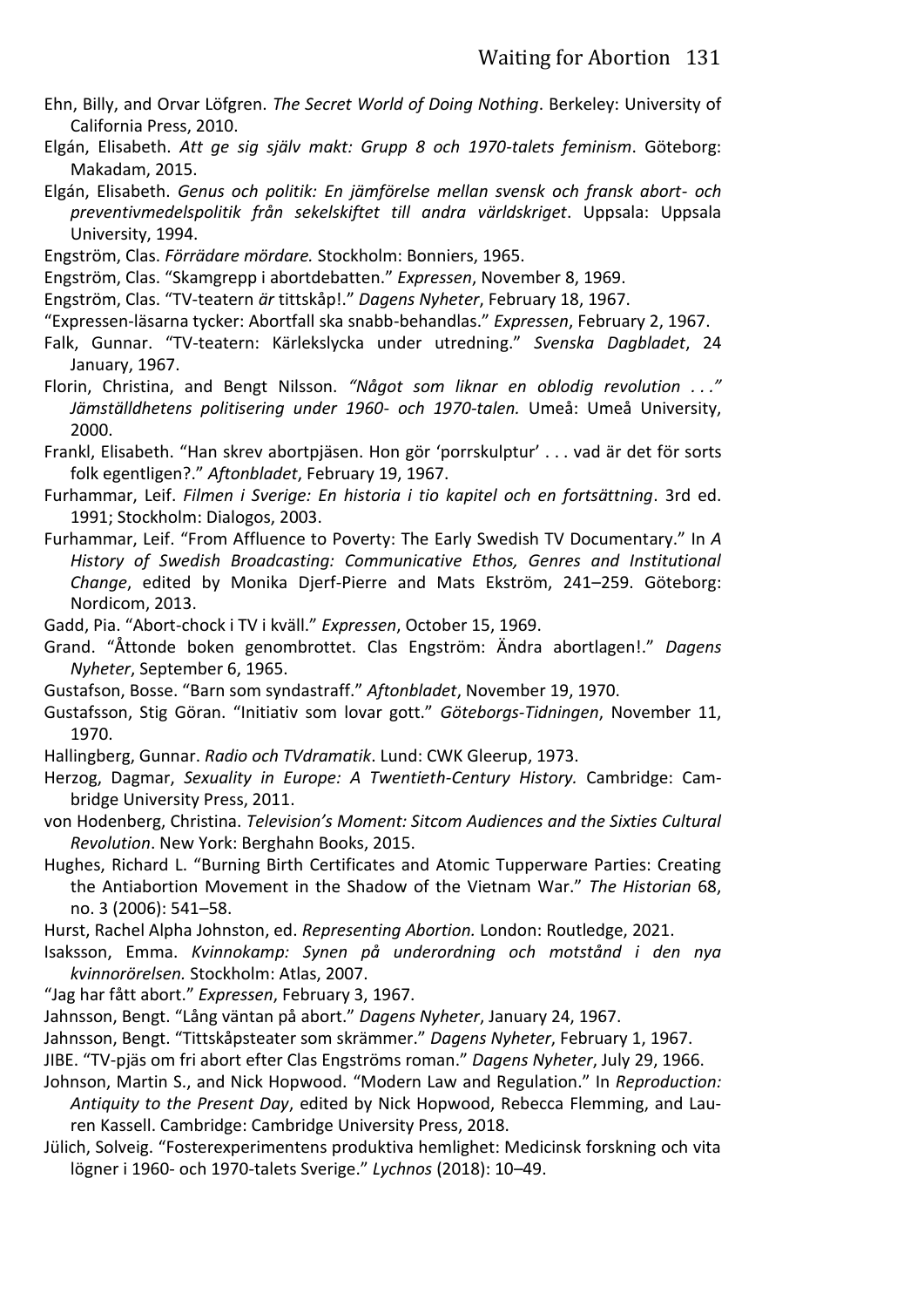Ehn, Billy, and Orvar Löfgren. *The Secret World of Doing Nothing*. Berkeley: University of California Press, 2010.

Elgán, Elisabeth. *Att ge sig själv makt: Grupp 8 och 1970-talets feminism*. Göteborg: Makadam, 2015.

Elgán, Elisabeth. *Genus och politik: En jämförelse mellan svensk och fransk abort- och preventivmedelspolitik från sekelskiftet till andra världskriget*. Uppsala: Uppsala University, 1994.

Engström, Clas. *Förrädare mördare.* Stockholm: Bonniers, 1965.

Engström, Clas. "Skamgrepp i abortdebatten." *Expressen*, November 8, 1969.

Engström, Clas. "TV-teatern *är* tittskåp!." *Dagens Nyheter*, February 18, 1967.

"Expressen-läsarna tycker: Abortfall ska snabb-behandlas." *Expressen*, February 2, 1967.

Falk, Gunnar. "TV-teatern: Kärlekslycka under utredning." *Svenska Dagbladet*, 24 January, 1967.

Florin, Christina, and Bengt Nilsson. *"Något som liknar en oblodig revolution . . ." Jämställdhetens politisering under 1960- och 1970-talen.* Umeå: Umeå University, 2000.

Frankl, Elisabeth. "Han skrev abortpjäsen. Hon gör 'porrskulptur' . . . vad är det för sorts folk egentligen?." *Aftonbladet*, February 19, 1967.

Furhammar, Leif. *Filmen i Sverige: En historia i tio kapitel och en fortsättning*. 3rd ed. 1991; Stockholm: Dialogos, 2003.

Furhammar, Leif. "From Affluence to Poverty: The Early Swedish TV Documentary." In *A History of Swedish Broadcasting: Communicative Ethos, Genres and Institutional Change*, edited by Monika Djerf-Pierre and Mats Ekström, 241–259. Göteborg: Nordicom, 2013.

Gadd, Pia. "Abort-chock i TV i kväll." *Expressen*, October 15, 1969.

Grand. "Åttonde boken genombrottet. Clas Engström: Ändra abortlagen!." *Dagens Nyheter*, September 6, 1965.

Gustafson, Bosse. "Barn som syndastraff." *Aftonbladet*, November 19, 1970.

Gustafsson, Stig Göran. "Initiativ som lovar gott." *Göteborgs-Tidningen*, November 11, 1970.

Hallingberg, Gunnar. *Radio och TVdramatik*. Lund: CWK Gleerup, 1973.

Herzog, Dagmar, *Sexuality in Europe: A Twentieth-Century History.* Cambridge: Cambridge University Press, 2011.

von Hodenberg, Christina. *Television's Moment: Sitcom Audiences and the Sixties Cultural Revolution*. New York: Berghahn Books, 2015.

Hughes, Richard L. "Burning Birth Certificates and Atomic Tupperware Parties: Creating the Antiabortion Movement in the Shadow of the Vietnam War." *The Historian* 68, no. 3 (2006): 541–58.

Hurst, Rachel Alpha Johnston, ed. *Representing Abortion.* London: Routledge, 2021.

Isaksson, Emma. *Kvinnokamp: Synen på underordning och motstånd i den nya kvinnorörelsen.* Stockholm: Atlas, 2007.

"Jag har fått abort." *Expressen*, February 3, 1967.

Jahnsson, Bengt. "Lång väntan på abort." *Dagens Nyheter*, January 24, 1967.

Jahnsson, Bengt. "Tittskåpsteater som skrämmer." *Dagens Nyheter*, February 1, 1967.

JIBE. "TV-pjäs om fri abort efter Clas Engströms roman." *Dagens Nyheter*, July 29, 1966.

Johnson, Martin S., and Nick Hopwood. "Modern Law and Regulation." In *Reproduction: Antiquity to the Present Day*, edited by Nick Hopwood, Rebecca Flemming, and Lauren Kassell. Cambridge: Cambridge University Press, 2018.

Jülich, Solveig. "Fosterexperimentens produktiva hemlighet: Medicinsk forskning och vita lögner i 1960- och 1970-talets Sverige." *Lychnos* (2018): 10–49.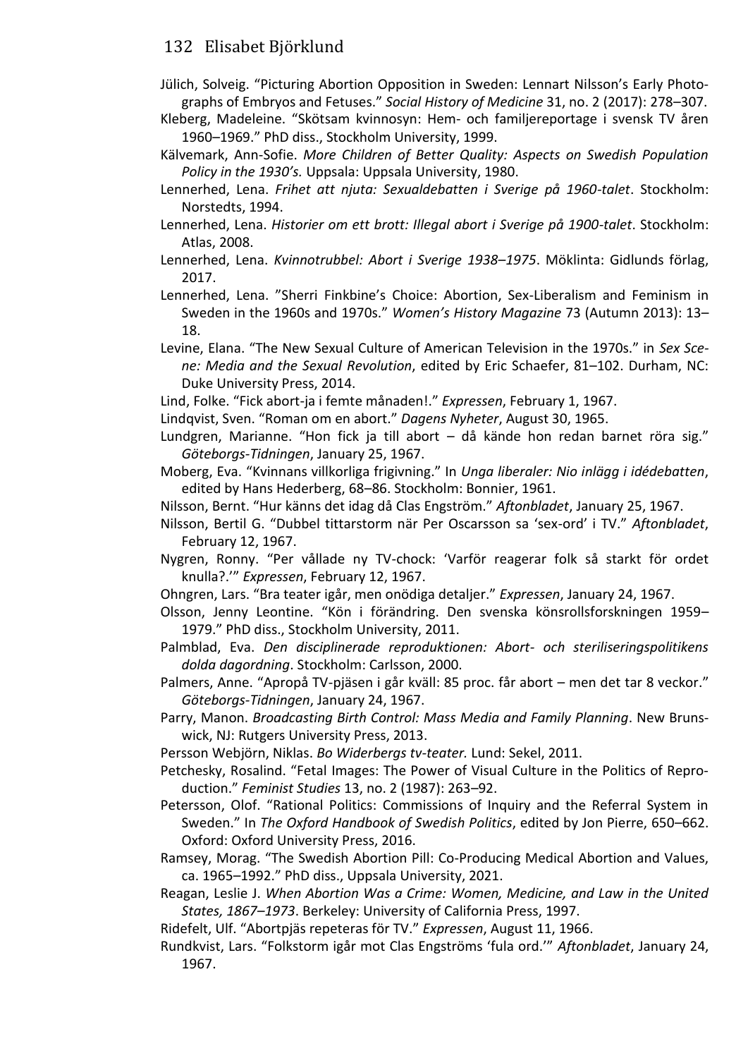Jülich, Solveig. “Picturing Abortion Opposition in Sweden: Lennart Nilsson’s Early Photographs of Embryos and Fetuses.” *Social History of Medicine* 31, no. 2 (2017): 278–307.

Kleberg, Madeleine. “Skötsam kvinnosyn: Hem- och familjereportage i svensk TV åren 1960–1969.” PhD diss., Stockholm University, 1999.

Kälvemark, Ann-Sofie. *More Children of Better Quality: Aspects on Swedish Population Policy in the 1930’s.* Uppsala: Uppsala University, 1980.

Lennerhed, Lena. *Frihet att njuta: Sexualdebatten i Sverige på 1960-talet*. Stockholm: Norstedts, 1994.

Lennerhed, Lena. *Historier om ett brott: Illegal abort i Sverige på 1900-talet*. Stockholm: Atlas, 2008.

Lennerhed, Lena. *Kvinnotrubbel: Abort i Sverige 1938–1975*. Möklinta: Gidlunds förlag, 2017.

Lennerhed, Lena. ”Sherri Finkbine’s Choice: Abortion, Sex-Liberalism and Feminism in Sweden in the 1960s and 1970s.” *Women’s History Magazine* 73 (Autumn 2013): 13–18.

Levine, Elana. “The New Sexual Culture of American Television in the 1970s.” in *Sex Scene: Media and the Sexual Revolution*, edited by Eric Schaefer, 81–102. Durham, NC: Duke University Press, 2014.

Lind, Folke. “Fick abort-ja i femte månaden!.” *Expressen*, February 1, 1967.

Lindqvist, Sven. “Roman om en abort.” *Dagens Nyheter*, August 30, 1965.

Lundgren, Marianne. “Hon fick ja till abort – då kände hon redan barnet röra sig.” *Göteborgs-Tidningen*, January 25, 1967.

Moberg, Eva. “Kvinnans villkorliga frigivning.” In *Unga liberaler: Nio inlägg i idédebatten*, edited by Hans Hederberg, 68–86. Stockholm: Bonnier, 1961.

Nilsson, Bernt. “Hur känns det idag då Clas Engström.” *Aftonbladet*, January 25, 1967.

Nilsson, Bertil G. “Dubbel tittarstorm när Per Oscarsson sa ‘sex-ord’ i TV.” *Aftonbladet*, February 12, 1967.

Nygren, Ronny. “Per vållade ny TV-chock: ‘Varför reagerar folk så starkt för ordet knulla?.’” *Expressen*, February 12, 1967.

Ohngren, Lars. “Bra teater igår, men onödiga detaljer.” *Expressen*, January 24, 1967.

Olsson, Jenny Leontine. “Kön i förändring. Den svenska könsrollsforskningen 1959–1979.” PhD diss., Stockholm University, 2011.

Palmblad, Eva. *Den disciplinerade reproduktionen: Abort- och steriliseringspolitikens dolda dagordning*. Stockholm: Carlsson, 2000.

Palmers, Anne. “Apropå TV-pjäsen i går kväll: 85 proc. får abort – men det tar 8 veckor.” *Göteborgs-Tidningen*, January 24, 1967.

Parry, Manon. *Broadcasting Birth Control: Mass Media and Family Planning*. New Brunswick, NJ: Rutgers University Press, 2013.

Persson Webjörn, Niklas. *Bo Widerbergs tv-teater.* Lund: Sekel, 2011.

Petchesky, Rosalind. “Fetal Images: The Power of Visual Culture in the Politics of Reproduction.” *Feminist Studies* 13, no. 2 (1987): 263–92.

Petersson, Olof. “Rational Politics: Commissions of Inquiry and the Referral System in Sweden.” In *The Oxford Handbook of Swedish Politics*, edited by Jon Pierre, 650–662. Oxford: Oxford University Press, 2016.

Ramsey, Morag. “The Swedish Abortion Pill: Co-Producing Medical Abortion and Values, ca. 1965–1992.” PhD diss., Uppsala University, 2021.

Reagan, Leslie J. *When Abortion Was a Crime: Women, Medicine, and Law in the United States, 1867–1973*. Berkeley: University of California Press, 1997.

Ridefelt, Ulf. “Abortpjäs repeteras för TV.” *Expressen*, August 11, 1966.

Rundkvist, Lars. “Folkstorm igår mot Clas Engströms ‘fula ord.’” *Aftonbladet*, January 24, 1967.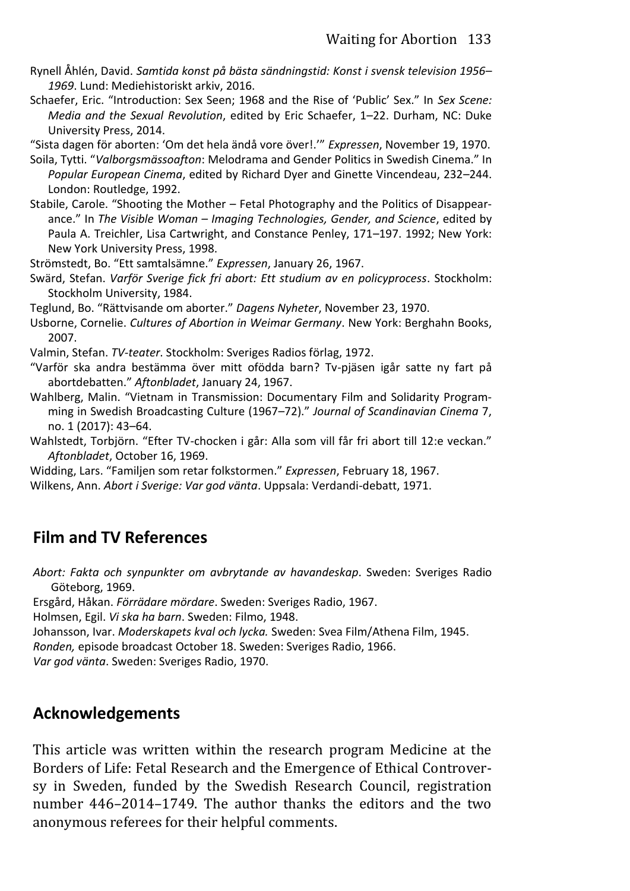Rynell Åhlén, David. *Samtida konst på bästa sändningstid: Konst i svensk television 1956–1969*. Lund: Mediehistoriskt arkiv, 2016.

Schaefer, Eric. "Introduction: Sex Seen; 1968 and the Rise of 'Public' Sex." In *Sex Scene: Media and the Sexual Revolution*, edited by Eric Schaefer, 1–22. Durham, NC: Duke University Press, 2014.

"Sista dagen för aborten: 'Om det hela ändå vore över!.'" *Expressen*, November 19, 1970.

Soila, Tytti. "*Valborgsmässoafton*: Melodrama and Gender Politics in Swedish Cinema." In *Popular European Cinema*, edited by Richard Dyer and Ginette Vincendeau, 232–244. London: Routledge, 1992.

Stabile, Carole. "Shooting the Mother – Fetal Photography and the Politics of Disappearance." In *The Visible Woman – Imaging Technologies, Gender, and Science*, edited by Paula A. Treichler, Lisa Cartwright, and Constance Penley, 171–197. 1992; New York: New York University Press, 1998.

Strömstedt, Bo. "Ett samtalsämne." *Expressen*, January 26, 1967.

Swärd, Stefan. *Varför Sverige fick fri abort: Ett studium av en policyprocess*. Stockholm: Stockholm University, 1984.

Teglund, Bo. "Rättvisande om aborter." *Dagens Nyheter*, November 23, 1970.

Usborne, Cornelie. *Cultures of Abortion in Weimar Germany*. New York: Berghahn Books, 2007.

Valmin, Stefan. *TV-teater*. Stockholm: Sveriges Radios förlag, 1972.

"Varför ska andra bestämma över mitt ofödda barn? Tv-pjäsen igår satte ny fart på abortdebatten." *Aftonbladet*, January 24, 1967.

Wahlberg, Malin. "Vietnam in Transmission: Documentary Film and Solidarity Programming in Swedish Broadcasting Culture (1967–72)." *Journal of Scandinavian Cinema* 7, no. 1 (2017): 43–64.

Wahlstedt, Torbjörn. "Efter TV-chocken i går: Alla som vill får fri abort till 12:e veckan." *Aftonbladet*, October 16, 1969.

Widding, Lars. "Familjen som retar folkstormen." *Expressen*, February 18, 1967.

Wilkens, Ann. *Abort i Sverige: Var god vänta*. Uppsala: Verdandi-debatt, 1971.

## Film and TV References

*Abort: Fakta och synpunkter om avbrytande av havandeskap*. Sweden: Sveriges Radio Göteborg, 1969.

Ersgård, Håkan. *Förrädare mördare*. Sweden: Sveriges Radio, 1967.

Holmsen, Egil. *Vi ska ha barn*. Sweden: Filmo, 1948.

Johansson, Ivar. *Moderskapets kval och lycka.* Sweden: Svea Film/Athena Film, 1945.

*Ronden,* episode broadcast October 18. Sweden: Sveriges Radio, 1966.

*Var god vänta*. Sweden: Sveriges Radio, 1970.

## Acknowledgements

This article was written within the research program Medicine at the Borders of Life: Fetal Research and the Emergence of Ethical Controversy in Sweden, funded by the Swedish Research Council, registration number 446–2014–1749. The author thanks the editors and the two anonymous referees for their helpful comments.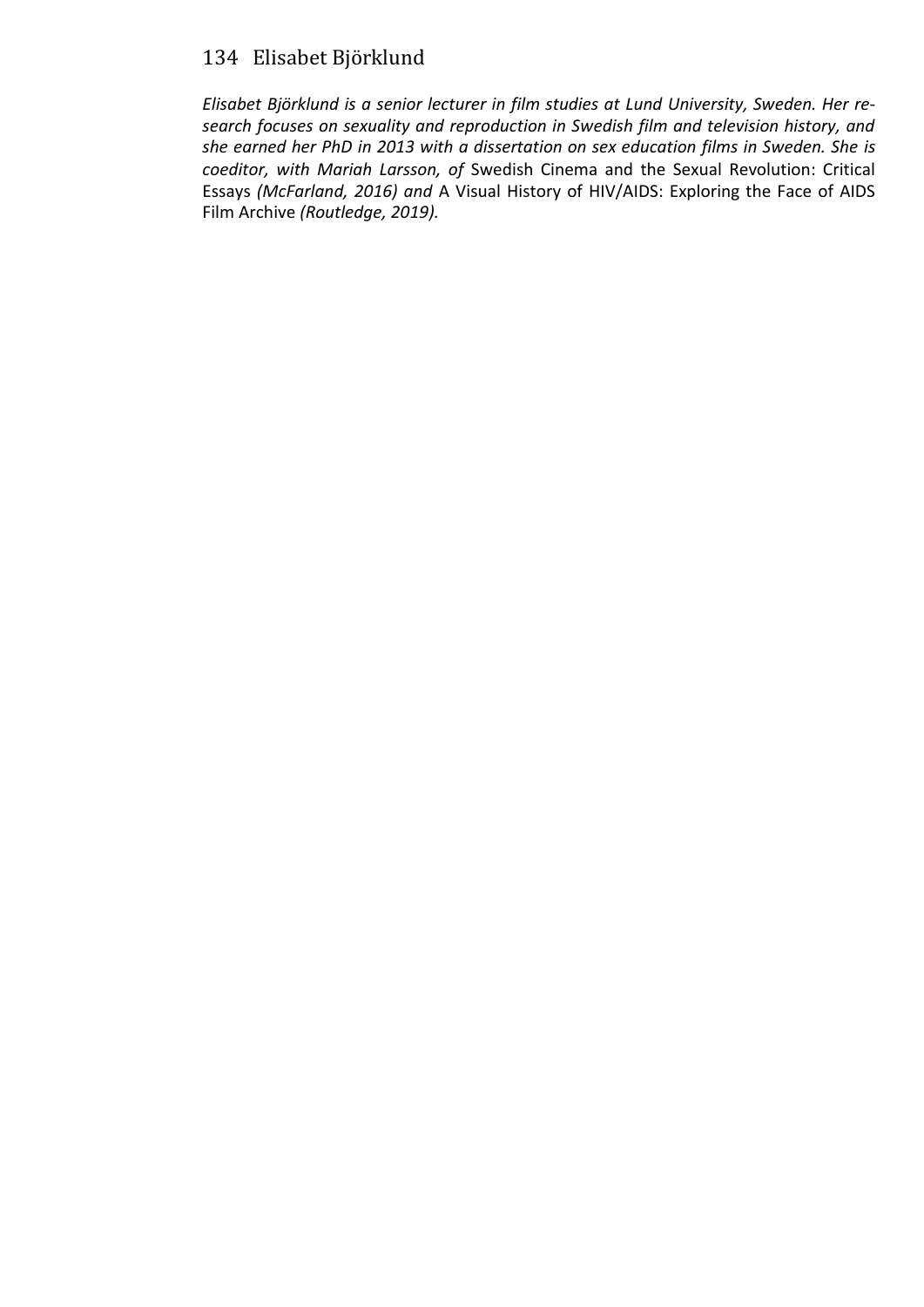*Elisabet Björklund is a senior lecturer in film studies at Lund University, Sweden. Her research focuses on sexuality and reproduction in Swedish film and television history, and she earned her PhD in 2013 with a dissertation on sex education films in Sweden. She is coeditor, with Mariah Larsson, of* Swedish Cinema and the Sexual Revolution: Critical Essays *(McFarland, 2016) and* A Visual History of HIV/AIDS: Exploring the Face of AIDS Film Archive *(Routledge, 2019).*